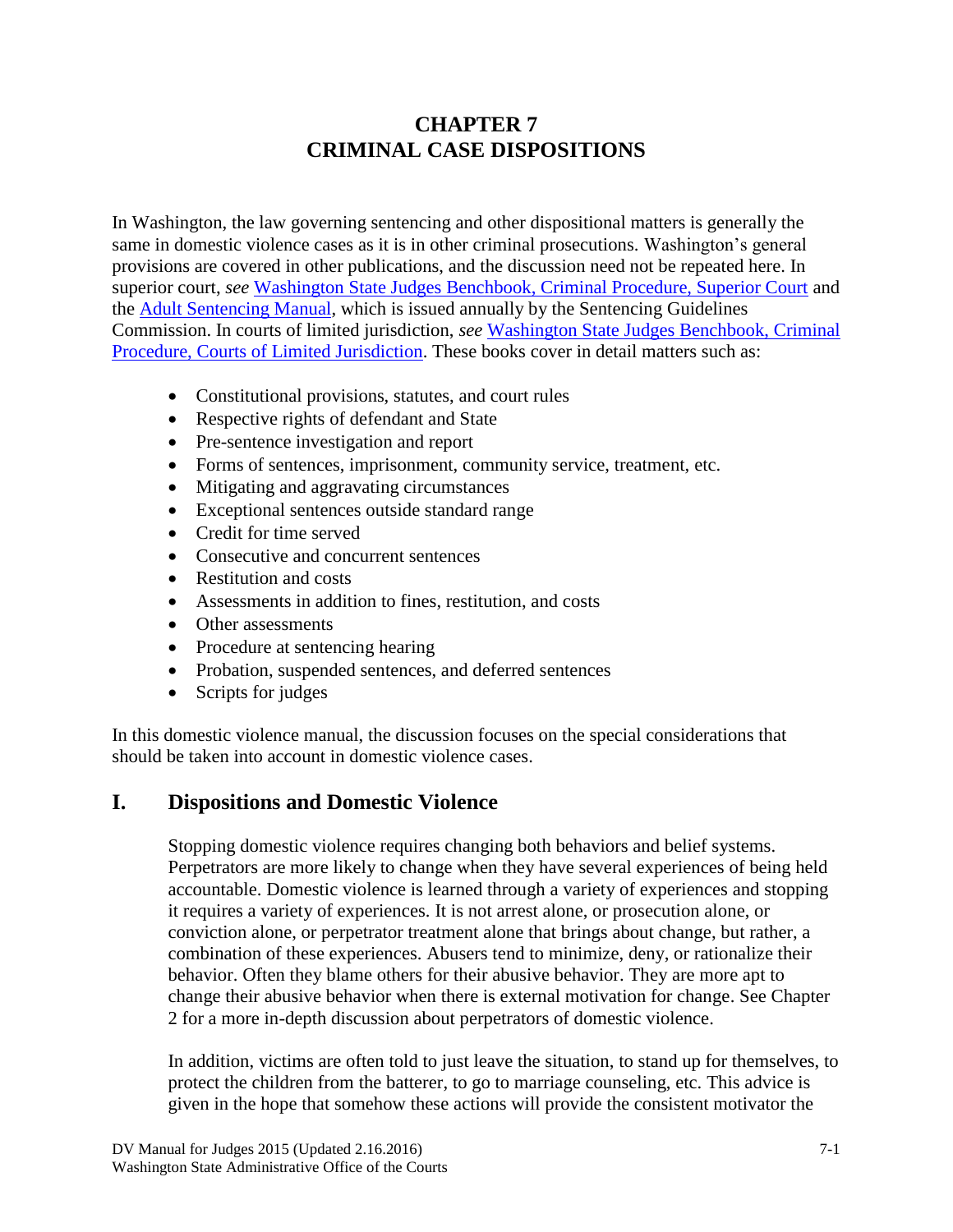# CHAPTER 7
# CRIMINAL CASE DISPOSITIONS

In Washington, the law governing sentencing and other dispositional matters is generally the same in domestic violence cases as it is in other criminal prosecutions. Washington's general provisions are covered in other publications, and the discussion need not be repeated here. In superior court, *see* Washington State Judges Benchbook, Criminal Procedure, Superior Court and the Adult Sentencing Manual, which is issued annually by the Sentencing Guidelines Commission. In courts of limited jurisdiction, *see* Washington State Judges Benchbook, Criminal Procedure, Courts of Limited Jurisdiction. These books cover in detail matters such as:

- Constitutional provisions, statutes, and court rules
- Respective rights of defendant and State
- Pre-sentence investigation and report
- Forms of sentences, imprisonment, community service, treatment, etc.
- Mitigating and aggravating circumstances
- Exceptional sentences outside standard range
- Credit for time served
- Consecutive and concurrent sentences
- Restitution and costs
- Assessments in addition to fines, restitution, and costs
- Other assessments
- Procedure at sentencing hearing
- Probation, suspended sentences, and deferred sentences
- Scripts for judges

In this domestic violence manual, the discussion focuses on the special considerations that should be taken into account in domestic violence cases.

## I. Dispositions and Domestic Violence

Stopping domestic violence requires changing both behaviors and belief systems. Perpetrators are more likely to change when they have several experiences of being held accountable. Domestic violence is learned through a variety of experiences and stopping it requires a variety of experiences. It is not arrest alone, or prosecution alone, or conviction alone, or perpetrator treatment alone that brings about change, but rather, a combination of these experiences. Abusers tend to minimize, deny, or rationalize their behavior. Often they blame others for their abusive behavior. They are more apt to change their abusive behavior when there is external motivation for change. See Chapter 2 for a more in-depth discussion about perpetrators of domestic violence.

In addition, victims are often told to just leave the situation, to stand up for themselves, to protect the children from the batterer, to go to marriage counseling, etc. This advice is given in the hope that somehow these actions will provide the consistent motivator the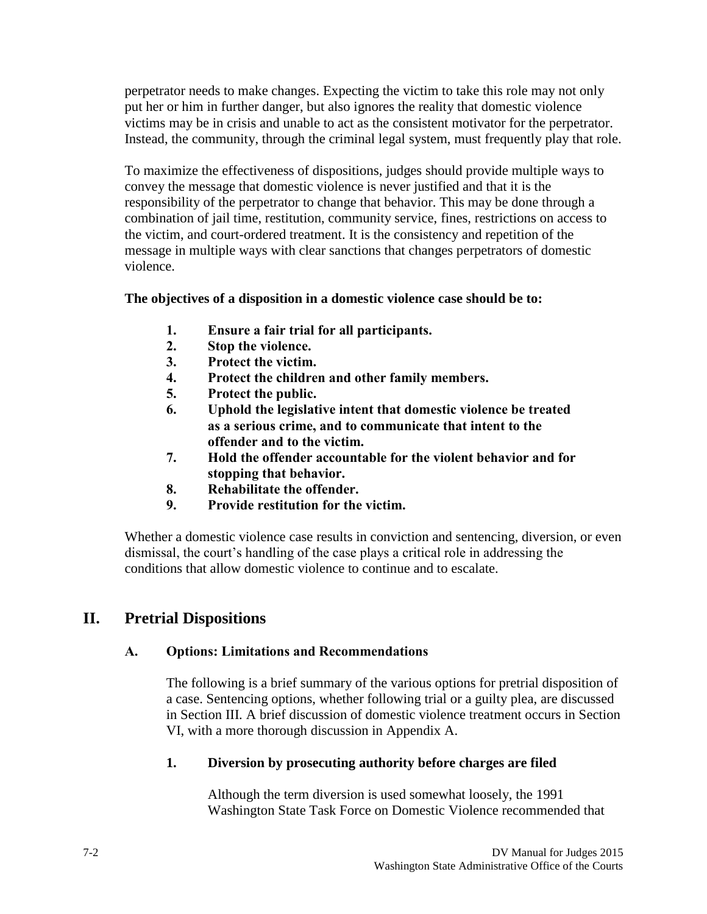perpetrator needs to make changes. Expecting the victim to take this role may not only put her or him in further danger, but also ignores the reality that domestic violence victims may be in crisis and unable to act as the consistent motivator for the perpetrator. Instead, the community, through the criminal legal system, must frequently play that role.

To maximize the effectiveness of dispositions, judges should provide multiple ways to convey the message that domestic violence is never justified and that it is the responsibility of the perpetrator to change that behavior. This may be done through a combination of jail time, restitution, community service, fines, restrictions on access to the victim, and court-ordered treatment. It is the consistency and repetition of the message in multiple ways with clear sanctions that changes perpetrators of domestic violence.

**The objectives of a disposition in a domestic violence case should be to:**

1. **Ensure a fair trial for all participants.**
2. **Stop the violence.**
3. **Protect the victim.**
4. **Protect the children and other family members.**
5. **Protect the public.**
6. **Uphold the legislative intent that domestic violence be treated as a serious crime, and to communicate that intent to the offender and to the victim.**
7. **Hold the offender accountable for the violent behavior and for stopping that behavior.**
8. **Rehabilitate the offender.**
9. **Provide restitution for the victim.**

Whether a domestic violence case results in conviction and sentencing, diversion, or even dismissal, the court's handling of the case plays a critical role in addressing the conditions that allow domestic violence to continue and to escalate.

## II. Pretrial Dispositions

### A. Options: Limitations and Recommendations

The following is a brief summary of the various options for pretrial disposition of a case. Sentencing options, whether following trial or a guilty plea, are discussed in Section III. A brief discussion of domestic violence treatment occurs in Section VI, with a more thorough discussion in Appendix A.

#### 1. Diversion by prosecuting authority before charges are filed

Although the term diversion is used somewhat loosely, the 1991 Washington State Task Force on Domestic Violence recommended that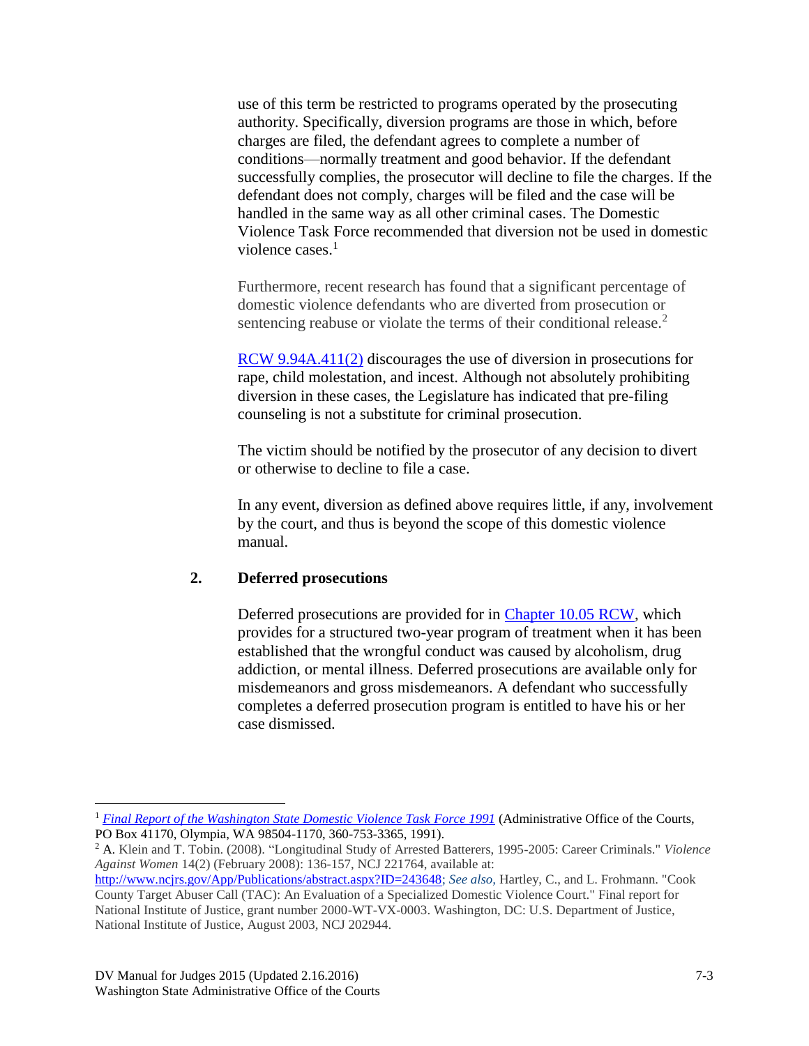use of this term be restricted to programs operated by the prosecuting authority. Specifically, diversion programs are those in which, before charges are filed, the defendant agrees to complete a number of conditions—normally treatment and good behavior. If the defendant successfully complies, the prosecutor will decline to file the charges. If the defendant does not comply, charges will be filed and the case will be handled in the same way as all other criminal cases. The Domestic Violence Task Force recommended that diversion not be used in domestic violence cases.[1]

Furthermore, recent research has found that a significant percentage of domestic violence defendants who are diverted from prosecution or sentencing reabuse or violate the terms of their conditional release.[2]

[RCW 9.94A.411(2)](RCW 9.94A.411(2)) discourages the use of diversion in prosecutions for rape, child molestation, and incest. Although not absolutely prohibiting diversion in these cases, the Legislature has indicated that pre-filing counseling is not a substitute for criminal prosecution.

The victim should be notified by the prosecutor of any decision to divert or otherwise to decline to file a case.

In any event, diversion as defined above requires little, if any, involvement by the court, and thus is beyond the scope of this domestic violence manual.

## 2. Deferred prosecutions

Deferred prosecutions are provided for in Chapter 10.05 RCW, which provides for a structured two-year program of treatment when it has been established that the wrongful conduct was caused by alcoholism, drug addiction, or mental illness. Deferred prosecutions are available only for misdemeanors and gross misdemeanors. A defendant who successfully completes a deferred prosecution program is entitled to have his or her case dismissed.

---

[1] *Final Report of the Washington State Domestic Violence Task Force 1991* (Administrative Office of the Courts, PO Box 41170, Olympia, WA 98504-1170, 360-753-3365, 1991).

[2] A. Klein and T. Tobin. (2008). "Longitudinal Study of Arrested Batterers, 1995-2005: Career Criminals." *Violence Against Women* 14(2) (February 2008): 136-157, NCJ 221764, available at: http://www.ncjrs.gov/App/Publications/abstract.aspx?ID=243648; *See also*, Hartley, C., and L. Frohmann. "Cook County Target Abuser Call (TAC): An Evaluation of a Specialized Domestic Violence Court." Final report for National Institute of Justice, grant number 2000-WT-VX-0003. Washington, DC: U.S. Department of Justice, National Institute of Justice, August 2003, NCJ 202944.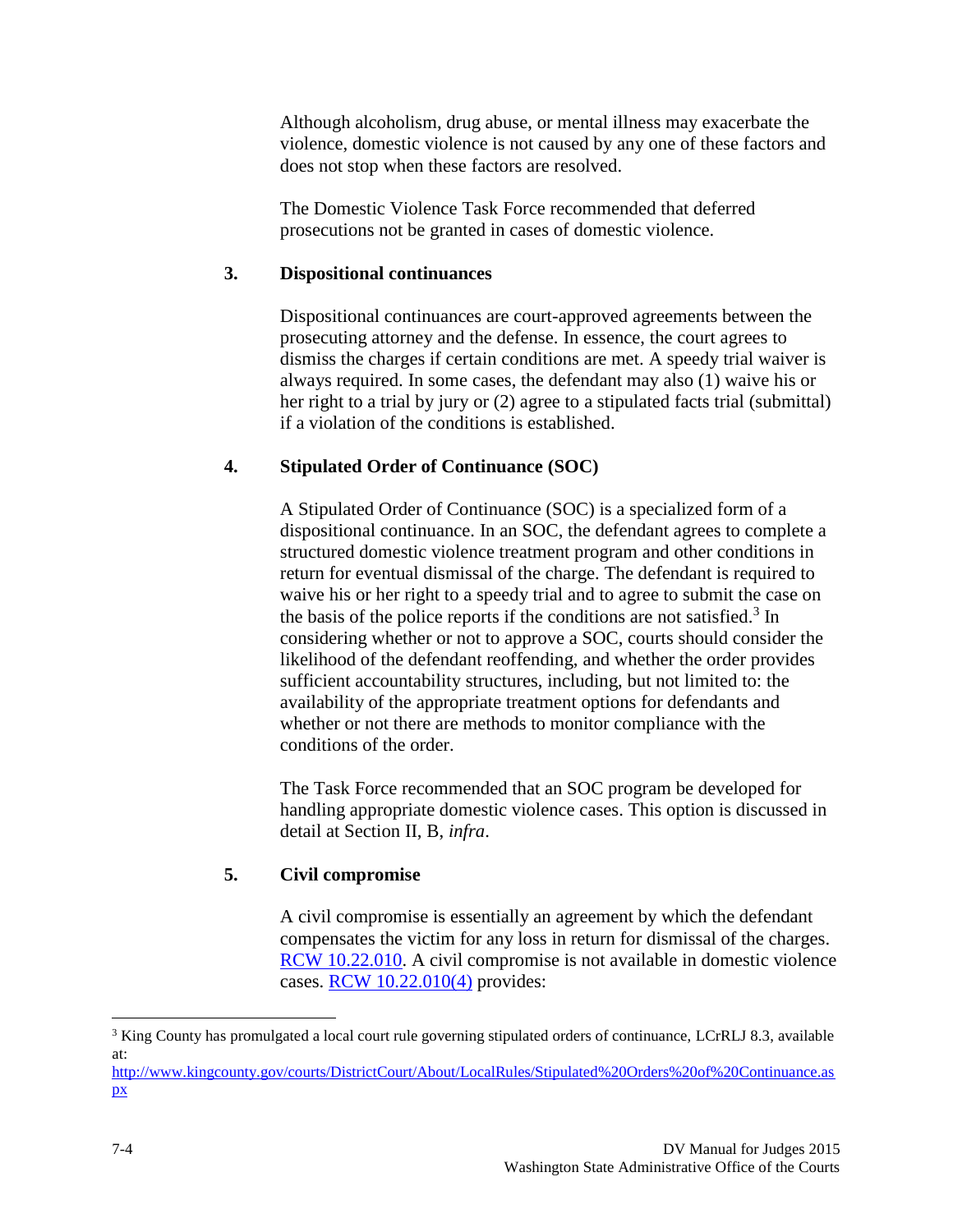Although alcoholism, drug abuse, or mental illness may exacerbate the violence, domestic violence is not caused by any one of these factors and does not stop when these factors are resolved.

The Domestic Violence Task Force recommended that deferred prosecutions not be granted in cases of domestic violence.

### 3. Dispositional continuances

Dispositional continuances are court-approved agreements between the prosecuting attorney and the defense. In essence, the court agrees to dismiss the charges if certain conditions are met. A speedy trial waiver is always required. In some cases, the defendant may also (1) waive his or her right to a trial by jury or (2) agree to a stipulated facts trial (submittal) if a violation of the conditions is established.

### 4. Stipulated Order of Continuance (SOC)

A Stipulated Order of Continuance (SOC) is a specialized form of a dispositional continuance. In an SOC, the defendant agrees to complete a structured domestic violence treatment program and other conditions in return for eventual dismissal of the charge. The defendant is required to waive his or her right to a speedy trial and to agree to submit the case on the basis of the police reports if the conditions are not satisfied.[3] In considering whether or not to approve a SOC, courts should consider the likelihood of the defendant reoffending, and whether the order provides sufficient accountability structures, including, but not limited to: the availability of the appropriate treatment options for defendants and whether or not there are methods to monitor compliance with the conditions of the order.

The Task Force recommended that an SOC program be developed for handling appropriate domestic violence cases. This option is discussed in detail at Section II, B, *infra*.

### 5. Civil compromise

A civil compromise is essentially an agreement by which the defendant compensates the victim for any loss in return for dismissal of the charges. RCW 10.22.010. A civil compromise is not available in domestic violence cases. RCW 10.22.010(4) provides:

---

[3] King County has promulgated a local court rule governing stipulated orders of continuance, LCrRLJ 8.3, available at: http://www.kingcounty.gov/courts/DistrictCourt/About/LocalRules/Stipulated%20Orders%20of%20Continuance.aspx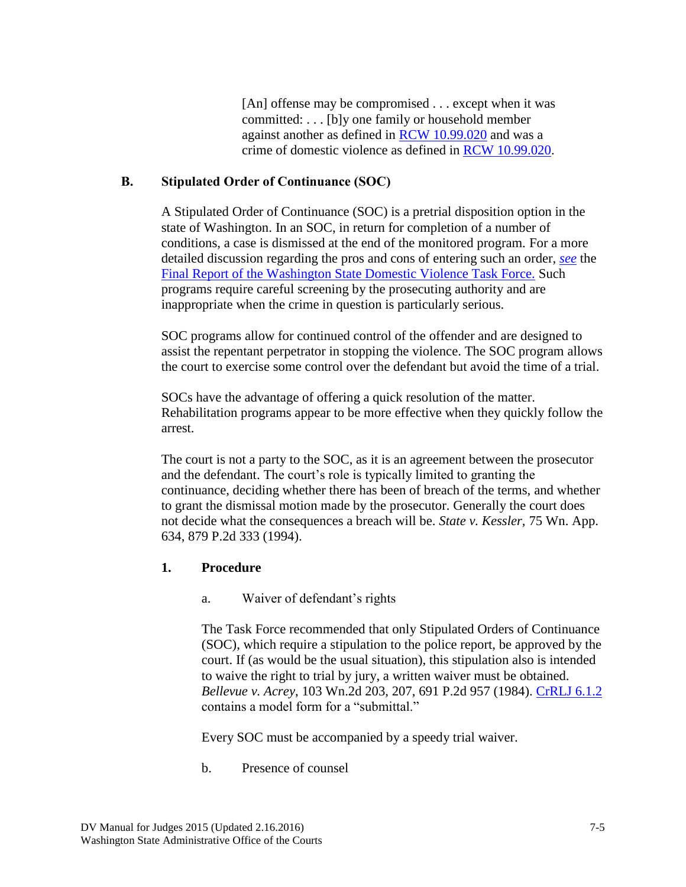> [An] offense may be compromised . . . except when it was committed: . . . [b]y one family or household member against another as defined in RCW 10.99.020 and was a crime of domestic violence as defined in RCW 10.99.020.

## B. Stipulated Order of Continuance (SOC)

A Stipulated Order of Continuance (SOC) is a pretrial disposition option in the state of Washington. In an SOC, in return for completion of a number of conditions, a case is dismissed at the end of the monitored program. For a more detailed discussion regarding the pros and cons of entering such an order, *see* the Final Report of the Washington State Domestic Violence Task Force. Such programs require careful screening by the prosecuting authority and are inappropriate when the crime in question is particularly serious.

SOC programs allow for continued control of the offender and are designed to assist the repentant perpetrator in stopping the violence. The SOC program allows the court to exercise some control over the defendant but avoid the time of a trial.

SOCs have the advantage of offering a quick resolution of the matter. Rehabilitation programs appear to be more effective when they quickly follow the arrest.

The court is not a party to the SOC, as it is an agreement between the prosecutor and the defendant. The court's role is typically limited to granting the continuance, deciding whether there has been of breach of the terms, and whether to grant the dismissal motion made by the prosecutor. Generally the court does not decide what the consequences a breach will be. *State v. Kessler*, 75 Wn. App. 634, 879 P.2d 333 (1994).

### 1. Procedure

a. Waiver of defendant's rights

The Task Force recommended that only Stipulated Orders of Continuance (SOC), which require a stipulation to the police report, be approved by the court. If (as would be the usual situation), this stipulation also is intended to waive the right to trial by jury, a written waiver must be obtained. *Bellevue v. Acrey*, 103 Wn.2d 203, 207, 691 P.2d 957 (1984). CrRLJ 6.1.2 contains a model form for a "submittal."

Every SOC must be accompanied by a speedy trial waiver.

b. Presence of counsel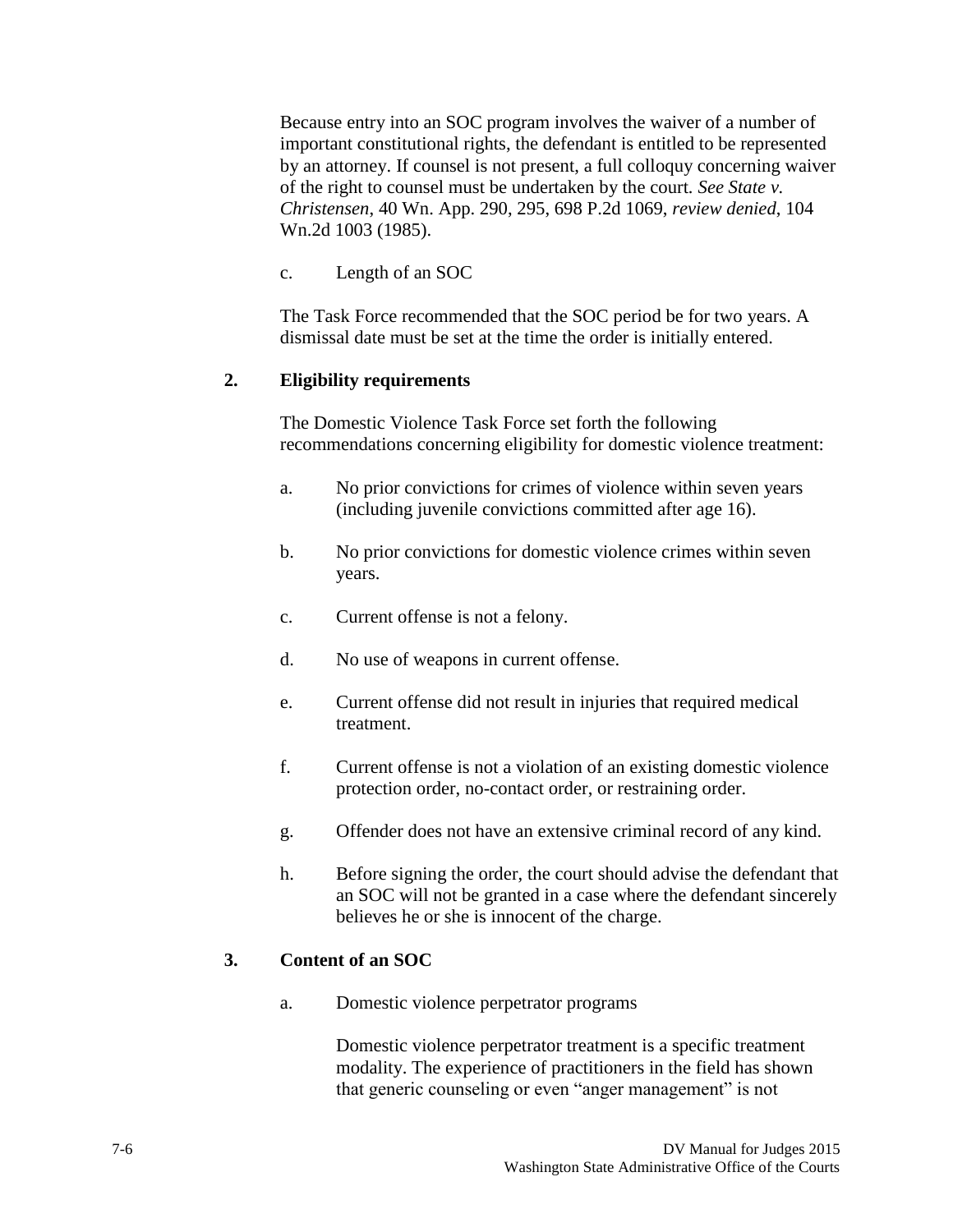Because entry into an SOC program involves the waiver of a number of important constitutional rights, the defendant is entitled to be represented by an attorney. If counsel is not present, a full colloquy concerning waiver of the right to counsel must be undertaken by the court. *See State v. Christensen*, 40 Wn. App. 290, 295, 698 P.2d 1069, *review denied*, 104 Wn.2d 1003 (1985).

c. Length of an SOC

The Task Force recommended that the SOC period be for two years. A dismissal date must be set at the time the order is initially entered.

**2. Eligibility requirements**

The Domestic Violence Task Force set forth the following recommendations concerning eligibility for domestic violence treatment:

a. No prior convictions for crimes of violence within seven years (including juvenile convictions committed after age 16).

b. No prior convictions for domestic violence crimes within seven years.

c. Current offense is not a felony.

d. No use of weapons in current offense.

e. Current offense did not result in injuries that required medical treatment.

f. Current offense is not a violation of an existing domestic violence protection order, no-contact order, or restraining order.

g. Offender does not have an extensive criminal record of any kind.

h. Before signing the order, the court should advise the defendant that an SOC will not be granted in a case where the defendant sincerely believes he or she is innocent of the charge.

**3. Content of an SOC**

a. Domestic violence perpetrator programs

Domestic violence perpetrator treatment is a specific treatment modality. The experience of practitioners in the field has shown that generic counseling or even "anger management" is not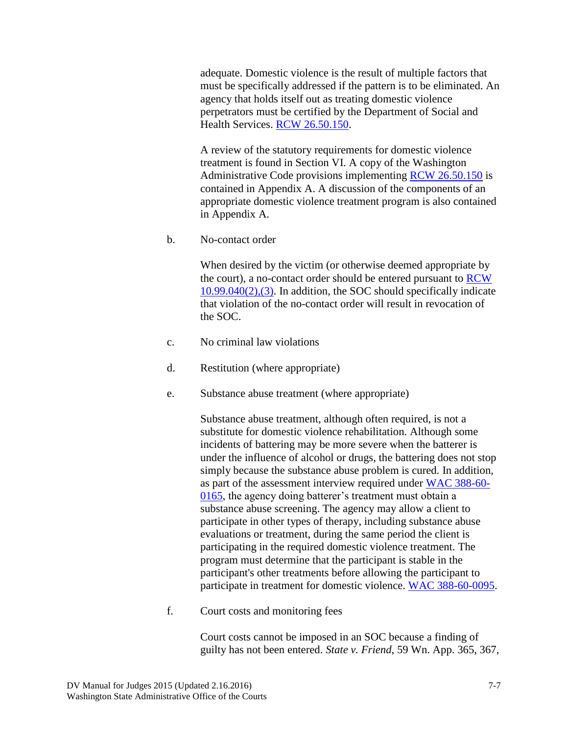adequate. Domestic violence is the result of multiple factors that must be specifically addressed if the pattern is to be eliminated. An agency that holds itself out as treating domestic violence perpetrators must be certified by the Department of Social and Health Services. [RCW 26.50.150](RCW 26.50.150).

A review of the statutory requirements for domestic violence treatment is found in Section VI. A copy of the Washington Administrative Code provisions implementing [RCW 26.50.150](RCW 26.50.150) is contained in Appendix A. A discussion of the components of an appropriate domestic violence treatment program is also contained in Appendix A.

b. No-contact order

When desired by the victim (or otherwise deemed appropriate by the court), a no-contact order should be entered pursuant to RCW 10.99.040(2),(3). In addition, the SOC should specifically indicate that violation of the no-contact order will result in revocation of the SOC.

c. No criminal law violations

d. Restitution (where appropriate)

e. Substance abuse treatment (where appropriate)

Substance abuse treatment, although often required, is not a substitute for domestic violence rehabilitation. Although some incidents of battering may be more severe when the batterer is under the influence of alcohol or drugs, the battering does not stop simply because the substance abuse problem is cured. In addition, as part of the assessment interview required under WAC 388-60-0165, the agency doing batterer's treatment must obtain a substance abuse screening. The agency may allow a client to participate in other types of therapy, including substance abuse evaluations or treatment, during the same period the client is participating in the required domestic violence treatment. The program must determine that the participant is stable in the participant's other treatments before allowing the participant to participate in treatment for domestic violence. WAC 388-60-0095.

f. Court costs and monitoring fees

Court costs cannot be imposed in an SOC because a finding of guilty has not been entered. *State v. Friend*, 59 Wn. App. 365, 367,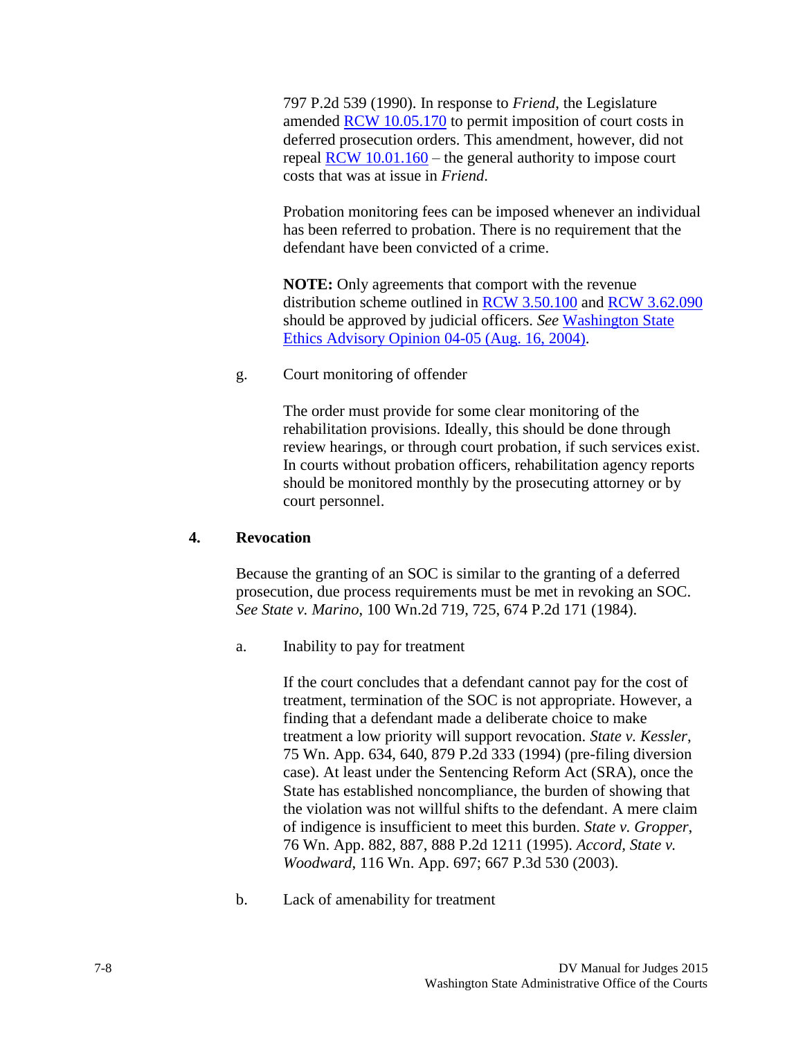797 P.2d 539 (1990). In response to *Friend*, the Legislature amended RCW 10.05.170 to permit imposition of court costs in deferred prosecution orders. This amendment, however, did not repeal RCW 10.01.160 – the general authority to impose court costs that was at issue in *Friend*.

Probation monitoring fees can be imposed whenever an individual has been referred to probation. There is no requirement that the defendant have been convicted of a crime.

**NOTE:** Only agreements that comport with the revenue distribution scheme outlined in RCW 3.50.100 and RCW 3.62.090 should be approved by judicial officers. *See* Washington State Ethics Advisory Opinion 04-05 (Aug. 16, 2004).

g. Court monitoring of offender

The order must provide for some clear monitoring of the rehabilitation provisions. Ideally, this should be done through review hearings, or through court probation, if such services exist. In courts without probation officers, rehabilitation agency reports should be monitored monthly by the prosecuting attorney or by court personnel.

### 4. Revocation

Because the granting of an SOC is similar to the granting of a deferred prosecution, due process requirements must be met in revoking an SOC. *See State v. Marino*, 100 Wn.2d 719, 725, 674 P.2d 171 (1984).

a. Inability to pay for treatment

If the court concludes that a defendant cannot pay for the cost of treatment, termination of the SOC is not appropriate. However, a finding that a defendant made a deliberate choice to make treatment a low priority will support revocation. *State v. Kessler*, 75 Wn. App. 634, 640, 879 P.2d 333 (1994) (pre-filing diversion case). At least under the Sentencing Reform Act (SRA), once the State has established noncompliance, the burden of showing that the violation was not willful shifts to the defendant. A mere claim of indigence is insufficient to meet this burden. *State v. Gropper*, 76 Wn. App. 882, 887, 888 P.2d 1211 (1995). *Accord, State v. Woodward*, 116 Wn. App. 697; 667 P.3d 530 (2003).

b. Lack of amenability for treatment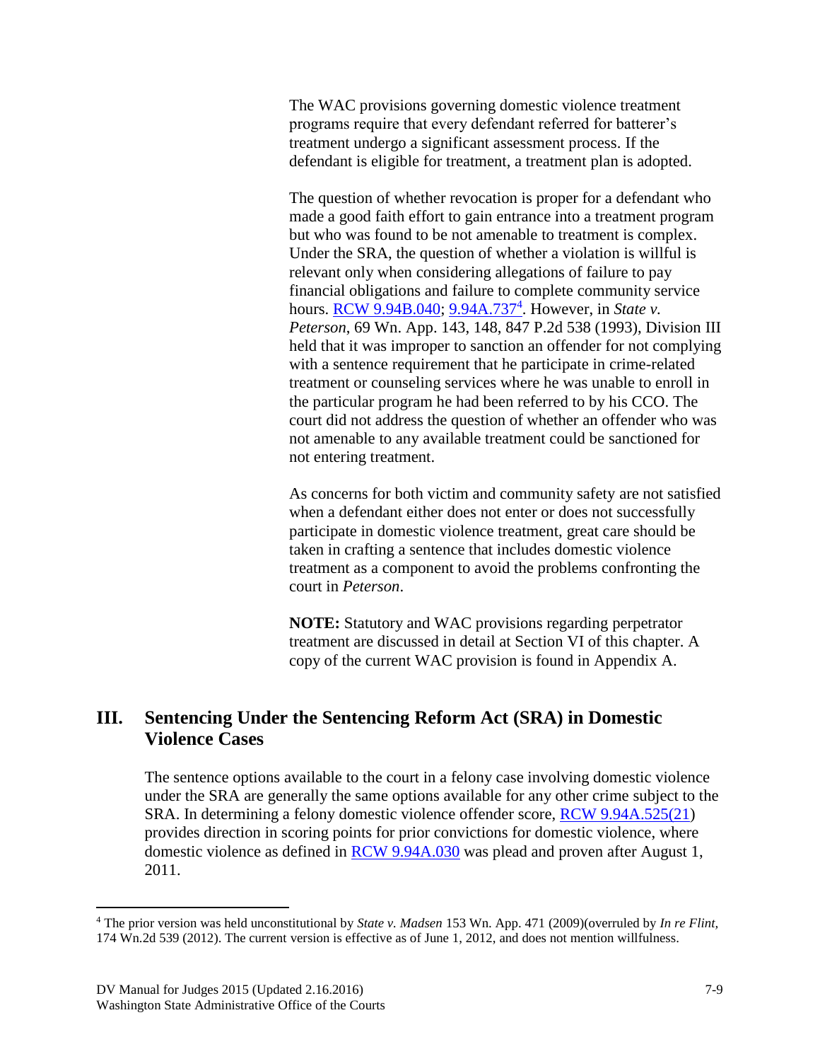The WAC provisions governing domestic violence treatment programs require that every defendant referred for batterer's treatment undergo a significant assessment process. If the defendant is eligible for treatment, a treatment plan is adopted.

The question of whether revocation is proper for a defendant who made a good faith effort to gain entrance into a treatment program but who was found to be not amenable to treatment is complex. Under the SRA, the question of whether a violation is willful is relevant only when considering allegations of failure to pay financial obligations and failure to complete community service hours. RCW 9.94B.040; 9.94A.737[4]. However, in *State v. Peterson*, 69 Wn. App. 143, 148, 847 P.2d 538 (1993), Division III held that it was improper to sanction an offender for not complying with a sentence requirement that he participate in crime-related treatment or counseling services where he was unable to enroll in the particular program he had been referred to by his CCO. The court did not address the question of whether an offender who was not amenable to any available treatment could be sanctioned for not entering treatment.

As concerns for both victim and community safety are not satisfied when a defendant either does not enter or does not successfully participate in domestic violence treatment, great care should be taken in crafting a sentence that includes domestic violence treatment as a component to avoid the problems confronting the court in *Peterson*.

**NOTE:** Statutory and WAC provisions regarding perpetrator treatment are discussed in detail at Section VI of this chapter. A copy of the current WAC provision is found in Appendix A.

## III. Sentencing Under the Sentencing Reform Act (SRA) in Domestic Violence Cases

The sentence options available to the court in a felony case involving domestic violence under the SRA are generally the same options available for any other crime subject to the SRA. In determining a felony domestic violence offender score, RCW 9.94A.525(21) provides direction in scoring points for prior convictions for domestic violence, where domestic violence as defined in RCW 9.94A.030 was plead and proven after August 1, 2011.

---

[4] The prior version was held unconstitutional by *State v. Madsen* 153 Wn. App. 471 (2009)(overruled by *In re Flint*, 174 Wn.2d 539 (2012). The current version is effective as of June 1, 2012, and does not mention willfulness.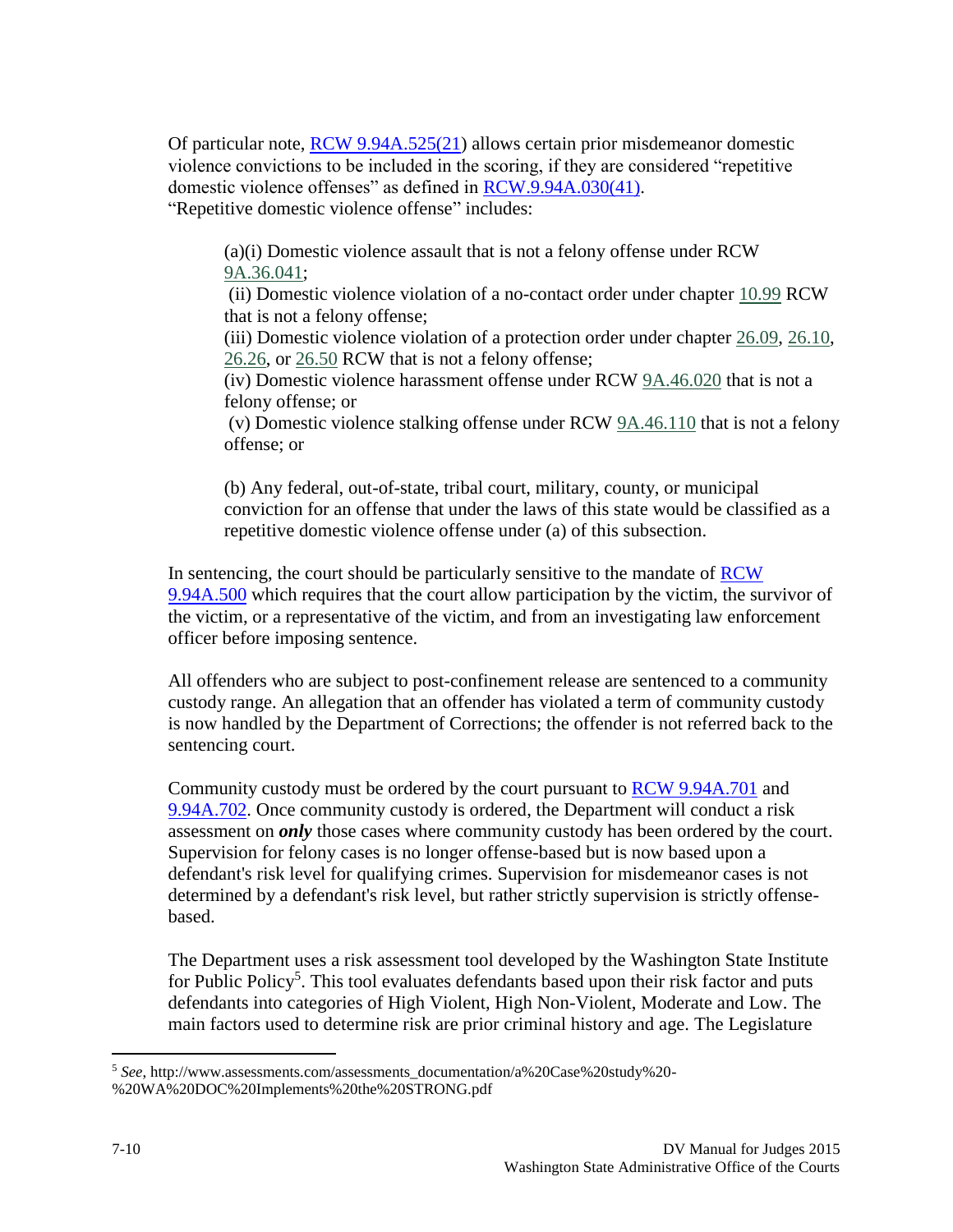Of particular note, RCW 9.94A.525(21) allows certain prior misdemeanor domestic violence convictions to be included in the scoring, if they are considered "repetitive domestic violence offenses" as defined in RCW.9.94A.030(41).
"Repetitive domestic violence offense" includes:

> (a)(i) Domestic violence assault that is not a felony offense under RCW 9A.36.041;
> (ii) Domestic violence violation of a no-contact order under chapter 10.99 RCW that is not a felony offense;
> (iii) Domestic violence violation of a protection order under chapter 26.09, 26.10, 26.26, or 26.50 RCW that is not a felony offense;
> (iv) Domestic violence harassment offense under RCW 9A.46.020 that is not a felony offense; or
> (v) Domestic violence stalking offense under RCW 9A.46.110 that is not a felony offense; or
>
> (b) Any federal, out-of-state, tribal court, military, county, or municipal conviction for an offense that under the laws of this state would be classified as a repetitive domestic violence offense under (a) of this subsection.

In sentencing, the court should be particularly sensitive to the mandate of RCW 9.94A.500 which requires that the court allow participation by the victim, the survivor of the victim, or a representative of the victim, and from an investigating law enforcement officer before imposing sentence.

All offenders who are subject to post-confinement release are sentenced to a community custody range. An allegation that an offender has violated a term of community custody is now handled by the Department of Corrections; the offender is not referred back to the sentencing court.

Community custody must be ordered by the court pursuant to RCW 9.94A.701 and 9.94A.702. Once community custody is ordered, the Department will conduct a risk assessment on ***only*** those cases where community custody has been ordered by the court. Supervision for felony cases is no longer offense-based but is now based upon a defendant's risk level for qualifying crimes. Supervision for misdemeanor cases is not determined by a defendant's risk level, but rather strictly supervision is strictly offense-based.

The Department uses a risk assessment tool developed by the Washington State Institute for Public Policy[5]. This tool evaluates defendants based upon their risk factor and puts defendants into categories of High Violent, High Non-Violent, Moderate and Low. The main factors used to determine risk are prior criminal history and age. The Legislature

[5] *See*, http://www.assessments.com/assessments_documentation/a%20Case%20study%20-%20WA%20DOC%20Implements%20the%20STRONG.pdf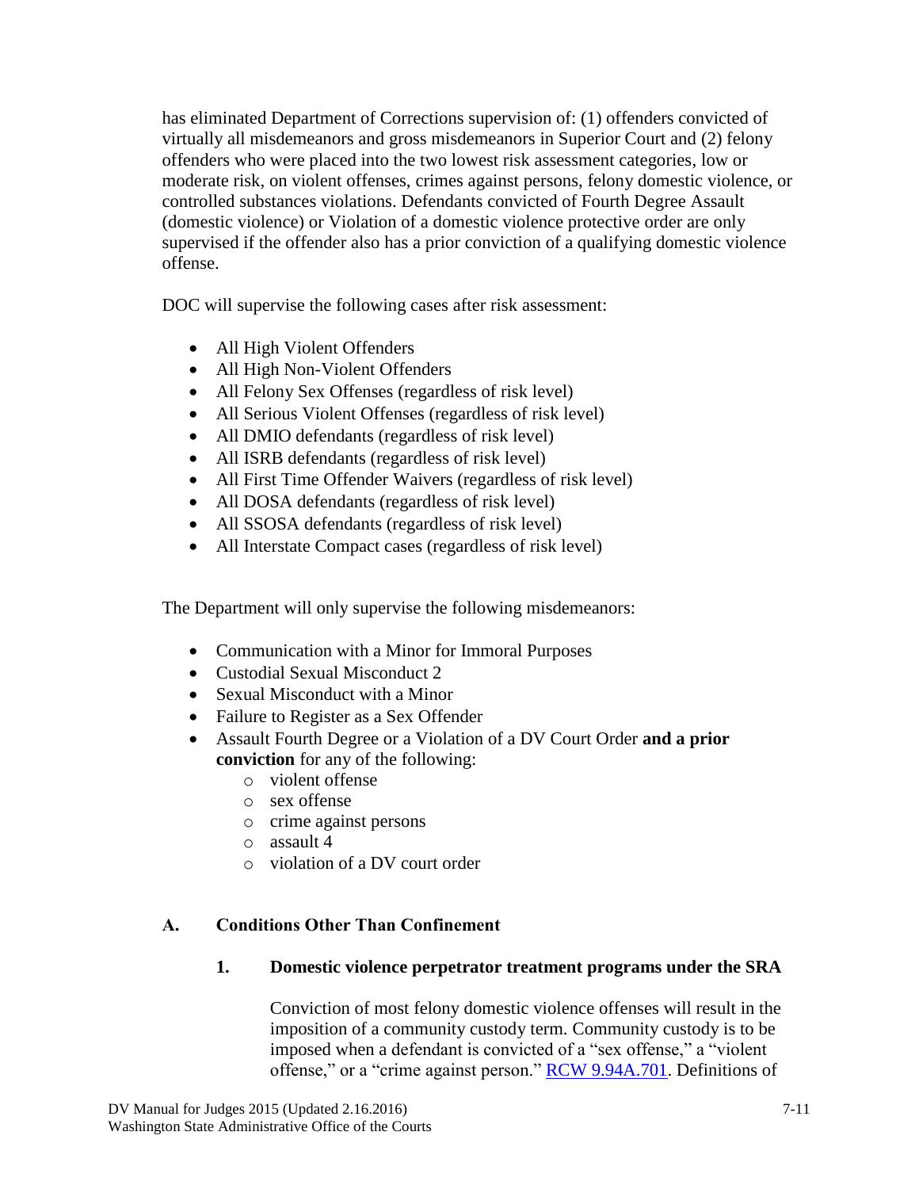has eliminated Department of Corrections supervision of: (1) offenders convicted of virtually all misdemeanors and gross misdemeanors in Superior Court and (2) felony offenders who were placed into the two lowest risk assessment categories, low or moderate risk, on violent offenses, crimes against persons, felony domestic violence, or controlled substances violations. Defendants convicted of Fourth Degree Assault (domestic violence) or Violation of a domestic violence protective order are only supervised if the offender also has a prior conviction of a qualifying domestic violence offense.

DOC will supervise the following cases after risk assessment:

- All High Violent Offenders
- All High Non-Violent Offenders
- All Felony Sex Offenses (regardless of risk level)
- All Serious Violent Offenses (regardless of risk level)
- All DMIO defendants (regardless of risk level)
- All ISRB defendants (regardless of risk level)
- All First Time Offender Waivers (regardless of risk level)
- All DOSA defendants (regardless of risk level)
- All SSOSA defendants (regardless of risk level)
- All Interstate Compact cases (regardless of risk level)

The Department will only supervise the following misdemeanors:

- Communication with a Minor for Immoral Purposes
- Custodial Sexual Misconduct 2
- Sexual Misconduct with a Minor
- Failure to Register as a Sex Offender
- Assault Fourth Degree or a Violation of a DV Court Order **and a prior conviction** for any of the following:
  - violent offense
  - sex offense
  - crime against persons
  - assault 4
  - violation of a DV court order

### A. Conditions Other Than Confinement

#### 1. Domestic violence perpetrator treatment programs under the SRA

Conviction of most felony domestic violence offenses will result in the imposition of a community custody term. Community custody is to be imposed when a defendant is convicted of a "sex offense," a "violent offense," or a "crime against person." [RCW 9.94A.701](). Definitions of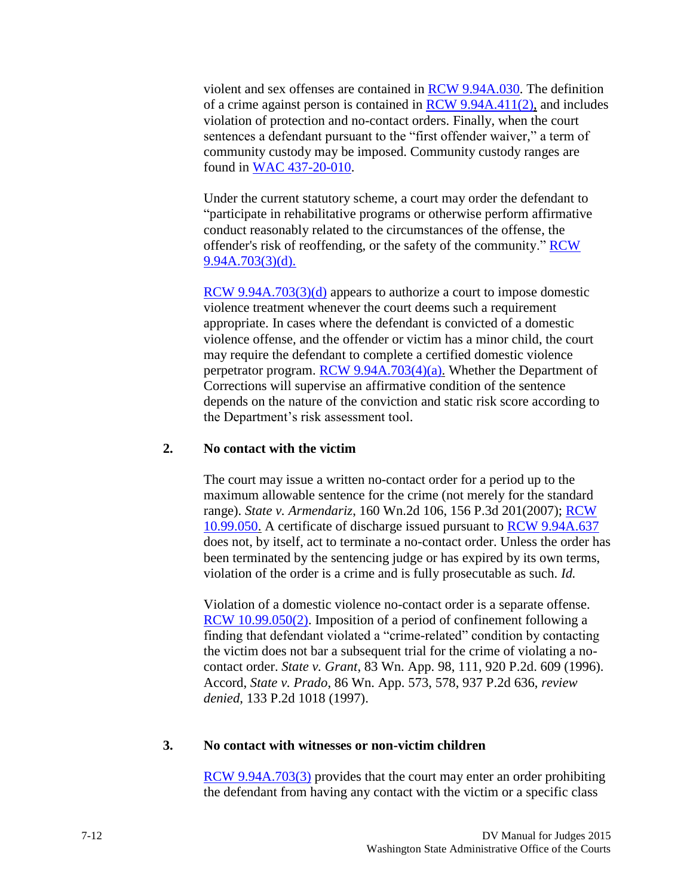violent and sex offenses are contained in RCW 9.94A.030. The definition of a crime against person is contained in RCW 9.94A.411(2), and includes violation of protection and no-contact orders. Finally, when the court sentences a defendant pursuant to the "first offender waiver," a term of community custody may be imposed. Community custody ranges are found in WAC 437-20-010.

Under the current statutory scheme, a court may order the defendant to "participate in rehabilitative programs or otherwise perform affirmative conduct reasonably related to the circumstances of the offense, the offender's risk of reoffending, or the safety of the community." RCW 9.94A.703(3)(d).

RCW 9.94A.703(3)(d) appears to authorize a court to impose domestic violence treatment whenever the court deems such a requirement appropriate. In cases where the defendant is convicted of a domestic violence offense, and the offender or victim has a minor child, the court may require the defendant to complete a certified domestic violence perpetrator program. RCW 9.94A.703(4)(a). Whether the Department of Corrections will supervise an affirmative condition of the sentence depends on the nature of the conviction and static risk score according to the Department's risk assessment tool.

## 2. No contact with the victim

The court may issue a written no-contact order for a period up to the maximum allowable sentence for the crime (not merely for the standard range). *State v. Armendariz*, 160 Wn.2d 106, 156 P.3d 201(2007); RCW 10.99.050. A certificate of discharge issued pursuant to RCW 9.94A.637 does not, by itself, act to terminate a no-contact order. Unless the order has been terminated by the sentencing judge or has expired by its own terms, violation of the order is a crime and is fully prosecutable as such. *Id.*

Violation of a domestic violence no-contact order is a separate offense. RCW 10.99.050(2). Imposition of a period of confinement following a finding that defendant violated a "crime-related" condition by contacting the victim does not bar a subsequent trial for the crime of violating a no-contact order. *State v. Grant*, 83 Wn. App. 98, 111, 920 P.2d. 609 (1996). Accord, *State v. Prado*, 86 Wn. App. 573, 578, 937 P.2d 636, *review denied*, 133 P.2d 1018 (1997).

## 3. No contact with witnesses or non-victim children

RCW 9.94A.703(3) provides that the court may enter an order prohibiting the defendant from having any contact with the victim or a specific class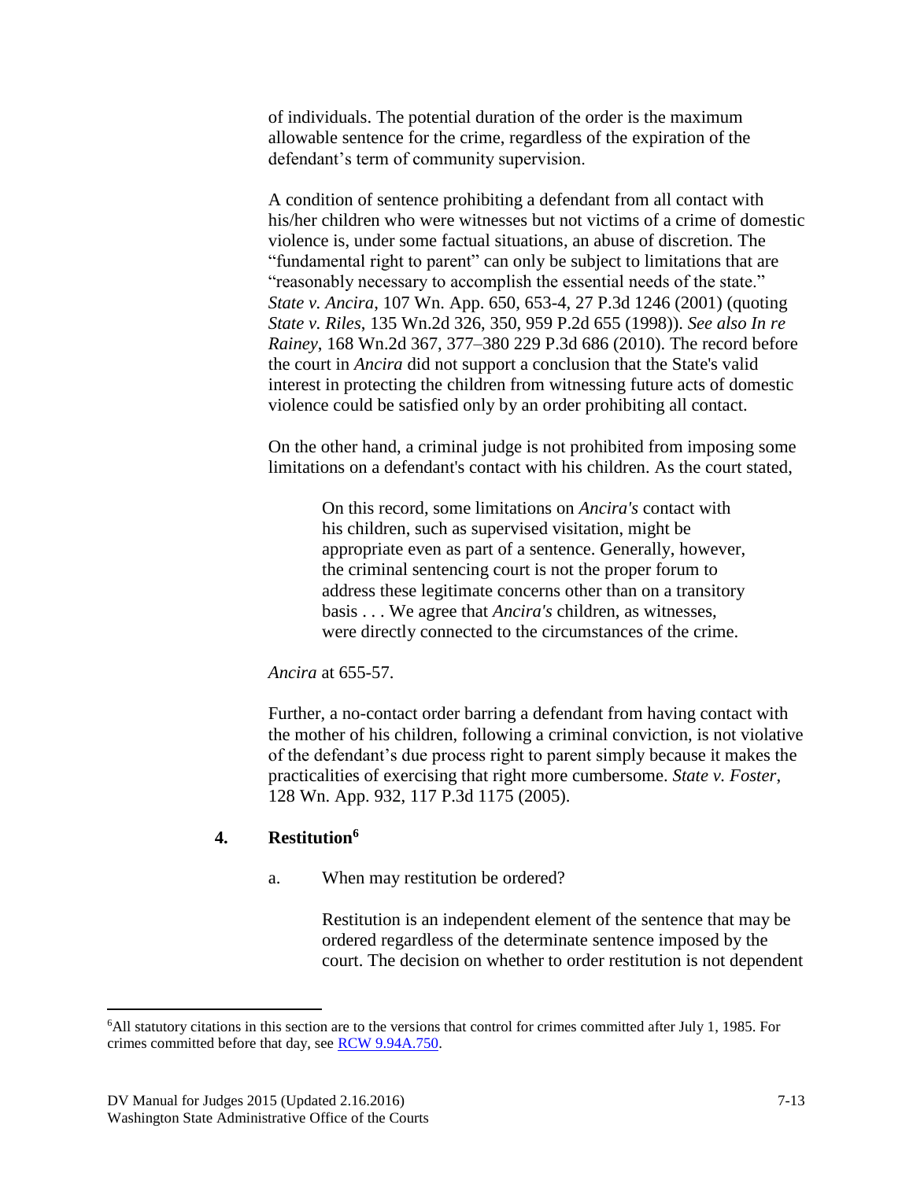of individuals. The potential duration of the order is the maximum allowable sentence for the crime, regardless of the expiration of the defendant's term of community supervision.

A condition of sentence prohibiting a defendant from all contact with his/her children who were witnesses but not victims of a crime of domestic violence is, under some factual situations, an abuse of discretion. The "fundamental right to parent" can only be subject to limitations that are "reasonably necessary to accomplish the essential needs of the state." *State v. Ancira*, 107 Wn. App. 650, 653-4, 27 P.3d 1246 (2001) (quoting *State v. Riles*, 135 Wn.2d 326, 350, 959 P.2d 655 (1998)). *See also In re Rainey*, 168 Wn.2d 367, 377–380 229 P.3d 686 (2010). The record before the court in *Ancira* did not support a conclusion that the State's valid interest in protecting the children from witnessing future acts of domestic violence could be satisfied only by an order prohibiting all contact.

On the other hand, a criminal judge is not prohibited from imposing some limitations on a defendant's contact with his children. As the court stated,

> On this record, some limitations on *Ancira's* contact with his children, such as supervised visitation, might be appropriate even as part of a sentence. Generally, however, the criminal sentencing court is not the proper forum to address these legitimate concerns other than on a transitory basis . . . We agree that *Ancira's* children, as witnesses, were directly connected to the circumstances of the crime.

*Ancira* at 655-57.

Further, a no-contact order barring a defendant from having contact with the mother of his children, following a criminal conviction, is not violative of the defendant's due process right to parent simply because it makes the practicalities of exercising that right more cumbersome. *State v. Foster*, 128 Wn. App. 932, 117 P.3d 1175 (2005).

### 4. Restitution[6]

a. When may restitution be ordered?

Restitution is an independent element of the sentence that may be ordered regardless of the determinate sentence imposed by the court. The decision on whether to order restitution is not dependent

---

[6] All statutory citations in this section are to the versions that control for crimes committed after July 1, 1985. For crimes committed before that day, see RCW 9.94A.750.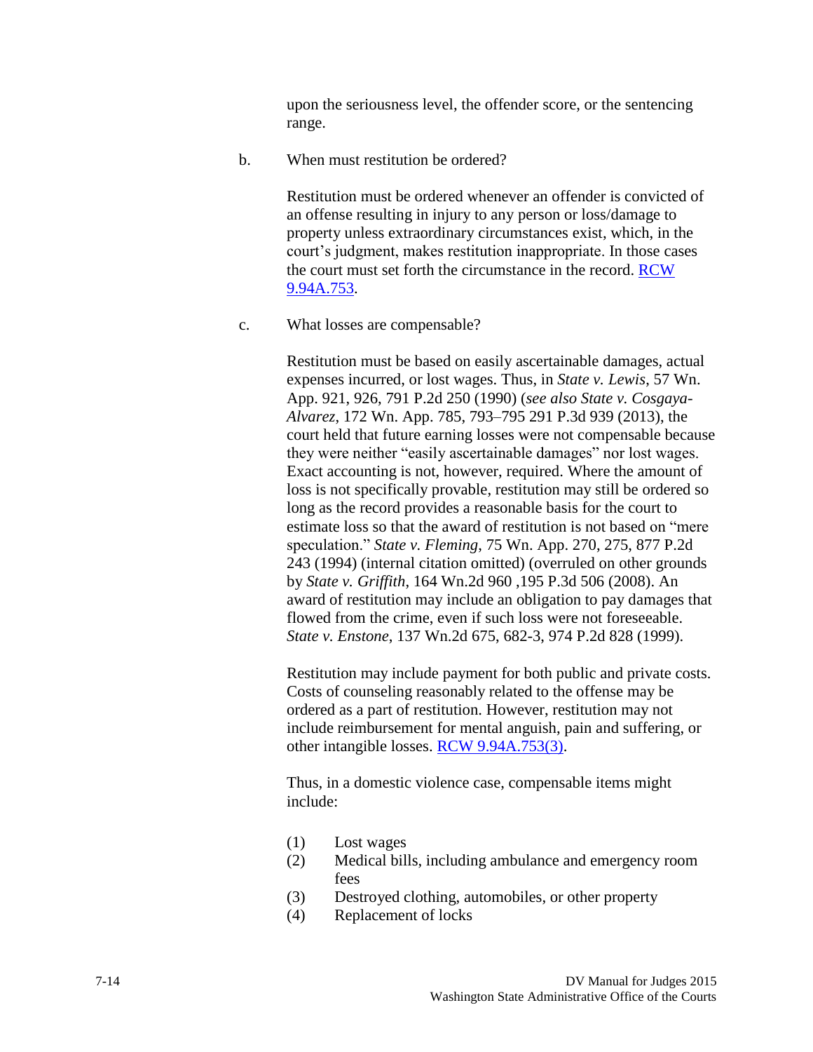upon the seriousness level, the offender score, or the sentencing range.

b. When must restitution be ordered?

Restitution must be ordered whenever an offender is convicted of an offense resulting in injury to any person or loss/damage to property unless extraordinary circumstances exist, which, in the court's judgment, makes restitution inappropriate. In those cases the court must set forth the circumstance in the record. [RCW 9.94A.753](RCW 9.94A.753).

c. What losses are compensable?

Restitution must be based on easily ascertainable damages, actual expenses incurred, or lost wages. Thus, in *State v. Lewis*, 57 Wn. App. 921, 926, 791 P.2d 250 (1990) (*see also State v. Cosgaya-Alvarez*, 172 Wn. App. 785, 793–795 291 P.3d 939 (2013), the court held that future earning losses were not compensable because they were neither "easily ascertainable damages" nor lost wages. Exact accounting is not, however, required. Where the amount of loss is not specifically provable, restitution may still be ordered so long as the record provides a reasonable basis for the court to estimate loss so that the award of restitution is not based on "mere speculation." *State v. Fleming*, 75 Wn. App. 270, 275, 877 P.2d 243 (1994) (internal citation omitted) (overruled on other grounds by *State v. Griffith*, 164 Wn.2d 960 ,195 P.3d 506 (2008). An award of restitution may include an obligation to pay damages that flowed from the crime, even if such loss were not foreseeable. *State v. Enstone*, 137 Wn.2d 675, 682-3, 974 P.2d 828 (1999).

Restitution may include payment for both public and private costs. Costs of counseling reasonably related to the offense may be ordered as a part of restitution. However, restitution may not include reimbursement for mental anguish, pain and suffering, or other intangible losses. [RCW 9.94A.753(3)](RCW 9.94A.753(3)).

Thus, in a domestic violence case, compensable items might include:

(1) Lost wages
(2) Medical bills, including ambulance and emergency room fees
(3) Destroyed clothing, automobiles, or other property
(4) Replacement of locks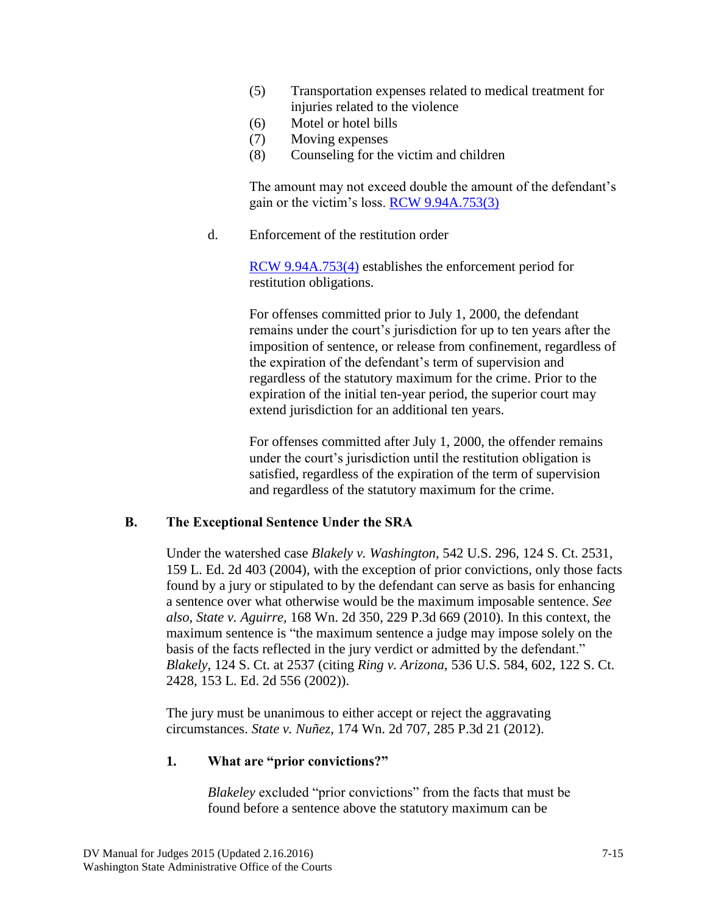(5) Transportation expenses related to medical treatment for injuries related to the violence
(6) Motel or hotel bills
(7) Moving expenses
(8) Counseling for the victim and children

The amount may not exceed double the amount of the defendant's gain or the victim's loss. [RCW 9.94A.753(3)](RCW 9.94A.753(3))

d. Enforcement of the restitution order

[RCW 9.94A.753(4)](RCW 9.94A.753(4)) establishes the enforcement period for restitution obligations.

For offenses committed prior to July 1, 2000, the defendant remains under the court's jurisdiction for up to ten years after the imposition of sentence, or release from confinement, regardless of the expiration of the defendant's term of supervision and regardless of the statutory maximum for the crime. Prior to the expiration of the initial ten-year period, the superior court may extend jurisdiction for an additional ten years.

For offenses committed after July 1, 2000, the offender remains under the court's jurisdiction until the restitution obligation is satisfied, regardless of the expiration of the term of supervision and regardless of the statutory maximum for the crime.

### B. The Exceptional Sentence Under the SRA

Under the watershed case *Blakely v. Washington*, 542 U.S. 296, 124 S. Ct. 2531, 159 L. Ed. 2d 403 (2004), with the exception of prior convictions, only those facts found by a jury or stipulated to by the defendant can serve as basis for enhancing a sentence over what otherwise would be the maximum imposable sentence. *See also, State v. Aguirre,* 168 Wn. 2d 350, 229 P.3d 669 (2010). In this context, the maximum sentence is "the maximum sentence a judge may impose solely on the basis of the facts reflected in the jury verdict or admitted by the defendant." *Blakely*, 124 S. Ct. at 2537 (citing *Ring v. Arizona*, 536 U.S. 584, 602, 122 S. Ct. 2428, 153 L. Ed. 2d 556 (2002)).

The jury must be unanimous to either accept or reject the aggravating circumstances. *State v. Nuñez*, 174 Wn. 2d 707, 285 P.3d 21 (2012).

#### 1. What are "prior convictions?"

*Blakeley* excluded "prior convictions" from the facts that must be found before a sentence above the statutory maximum can be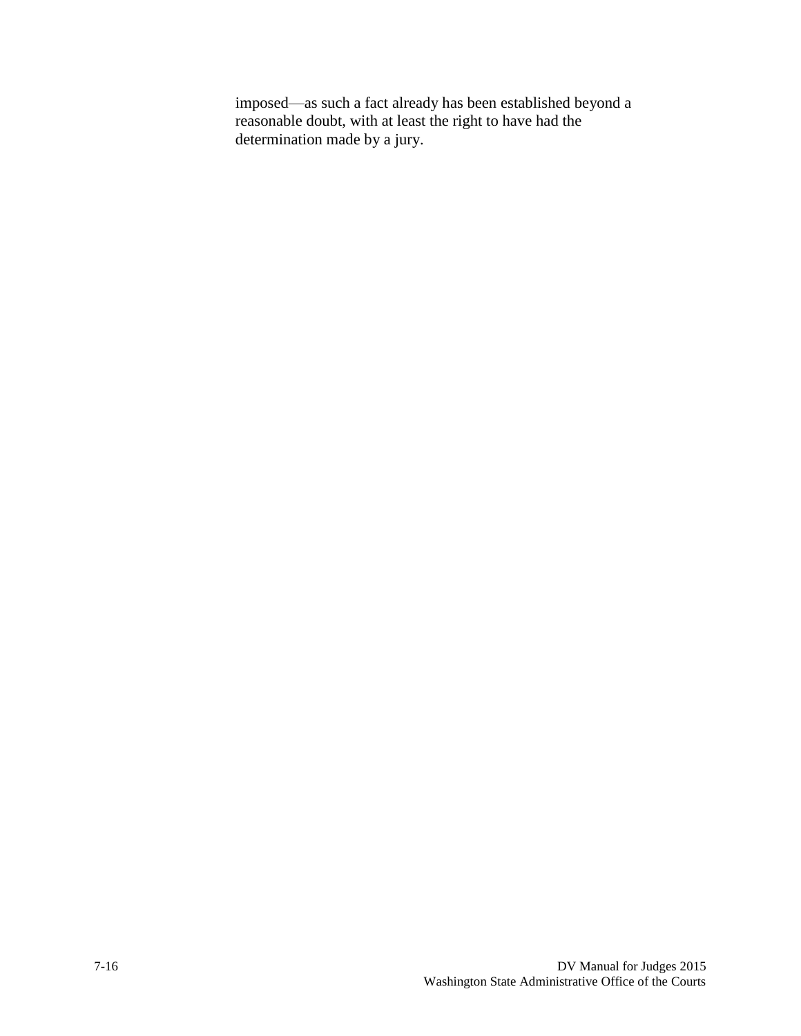imposed—as such a fact already has been established beyond a reasonable doubt, with at least the right to have had the determination made by a jury.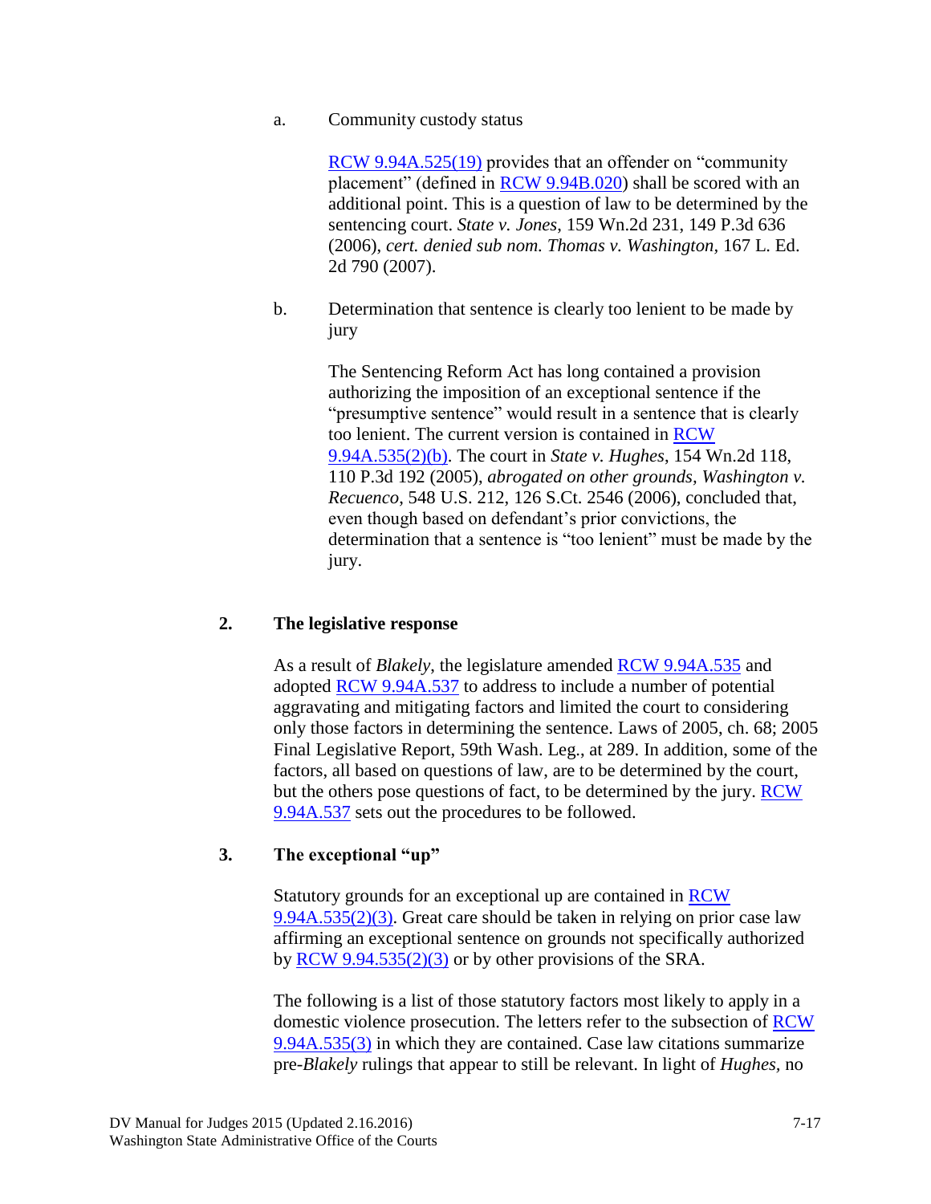a. Community custody status

RCW 9.94A.525(19) provides that an offender on "community placement" (defined in RCW 9.94B.020) shall be scored with an additional point. This is a question of law to be determined by the sentencing court. *State v. Jones*, 159 Wn.2d 231, 149 P.3d 636 (2006), *cert. denied sub nom. Thomas v. Washington*, 167 L. Ed. 2d 790 (2007).

b. Determination that sentence is clearly too lenient to be made by jury

The Sentencing Reform Act has long contained a provision authorizing the imposition of an exceptional sentence if the "presumptive sentence" would result in a sentence that is clearly too lenient. The current version is contained in RCW 9.94A.535(2)(b). The court in *State v. Hughes*, 154 Wn.2d 118, 110 P.3d 192 (2005), *abrogated on other grounds, Washington v. Recuenco*, 548 U.S. 212, 126 S.Ct. 2546 (2006), concluded that, even though based on defendant's prior convictions, the determination that a sentence is "too lenient" must be made by the jury.

## 2. The legislative response

As a result of *Blakely*, the legislature amended RCW 9.94A.535 and adopted RCW 9.94A.537 to address to include a number of potential aggravating and mitigating factors and limited the court to considering only those factors in determining the sentence. Laws of 2005, ch. 68; 2005 Final Legislative Report, 59th Wash. Leg., at 289. In addition, some of the factors, all based on questions of law, are to be determined by the court, but the others pose questions of fact, to be determined by the jury. RCW 9.94A.537 sets out the procedures to be followed.

## 3. The exceptional "up"

Statutory grounds for an exceptional up are contained in RCW 9.94A.535(2)(3). Great care should be taken in relying on prior case law affirming an exceptional sentence on grounds not specifically authorized by RCW 9.94.535(2)(3) or by other provisions of the SRA.

The following is a list of those statutory factors most likely to apply in a domestic violence prosecution. The letters refer to the subsection of RCW 9.94A.535(3) in which they are contained. Case law citations summarize pre-*Blakely* rulings that appear to still be relevant. In light of *Hughes*, no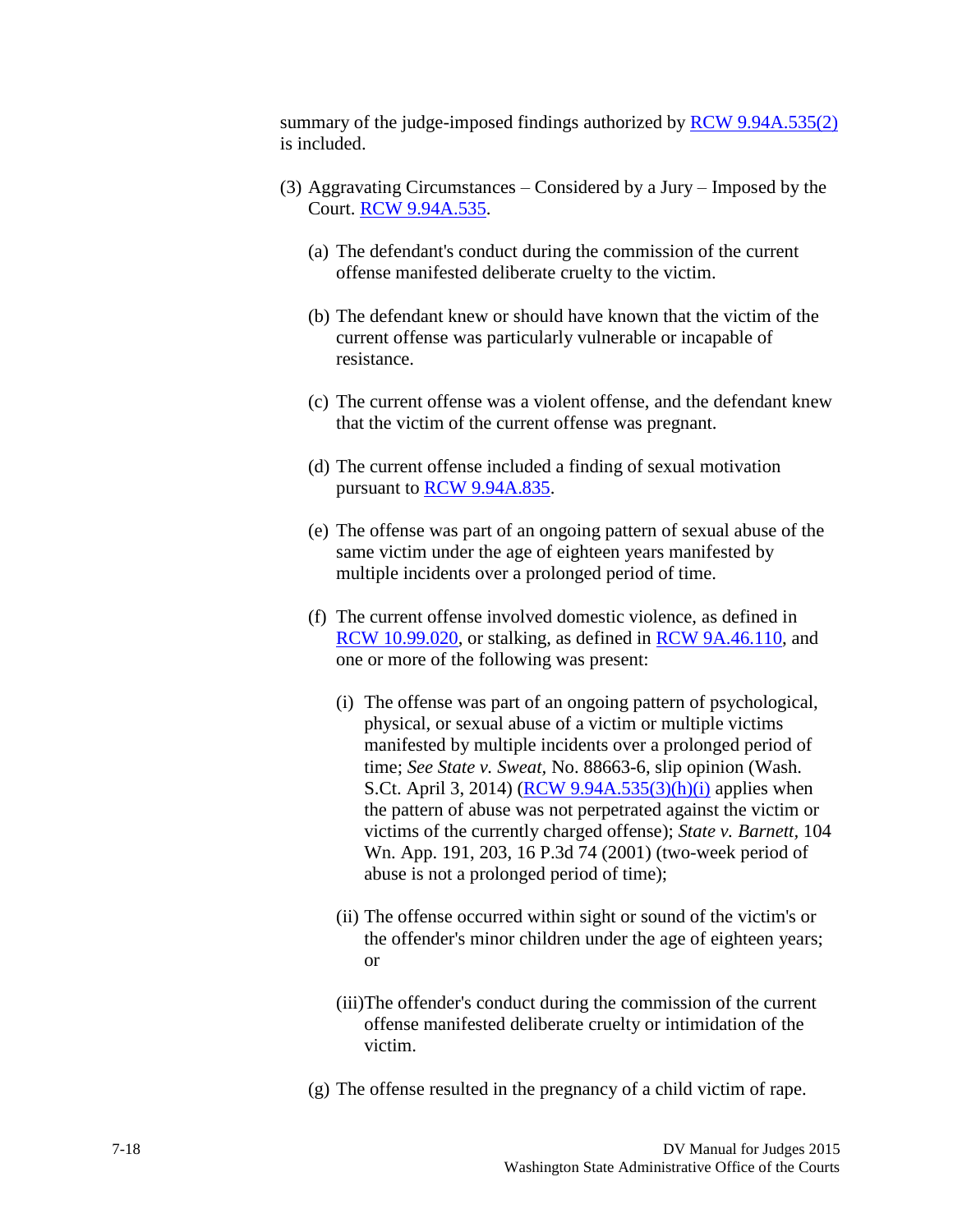summary of the judge-imposed findings authorized by RCW 9.94A.535(2) is included.

(3) Aggravating Circumstances – Considered by a Jury – Imposed by the Court. RCW 9.94A.535.

   (a) The defendant's conduct during the commission of the current offense manifested deliberate cruelty to the victim.

   (b) The defendant knew or should have known that the victim of the current offense was particularly vulnerable or incapable of resistance.

   (c) The current offense was a violent offense, and the defendant knew that the victim of the current offense was pregnant.

   (d) The current offense included a finding of sexual motivation pursuant to RCW 9.94A.835.

   (e) The offense was part of an ongoing pattern of sexual abuse of the same victim under the age of eighteen years manifested by multiple incidents over a prolonged period of time.

   (f) The current offense involved domestic violence, as defined in RCW 10.99.020, or stalking, as defined in RCW 9A.46.110, and one or more of the following was present:

      (i) The offense was part of an ongoing pattern of psychological, physical, or sexual abuse of a victim or multiple victims manifested by multiple incidents over a prolonged period of time; *See State v. Sweat*, No. 88663-6, slip opinion (Wash. S.Ct. April 3, 2014) (RCW 9.94A.535(3)(h)(i) applies when the pattern of abuse was not perpetrated against the victim or victims of the currently charged offense); *State v. Barnett*, 104 Wn. App. 191, 203, 16 P.3d 74 (2001) (two-week period of abuse is not a prolonged period of time);

      (ii) The offense occurred within sight or sound of the victim's or the offender's minor children under the age of eighteen years; or

      (iii) The offender's conduct during the commission of the current offense manifested deliberate cruelty or intimidation of the victim.

   (g) The offense resulted in the pregnancy of a child victim of rape.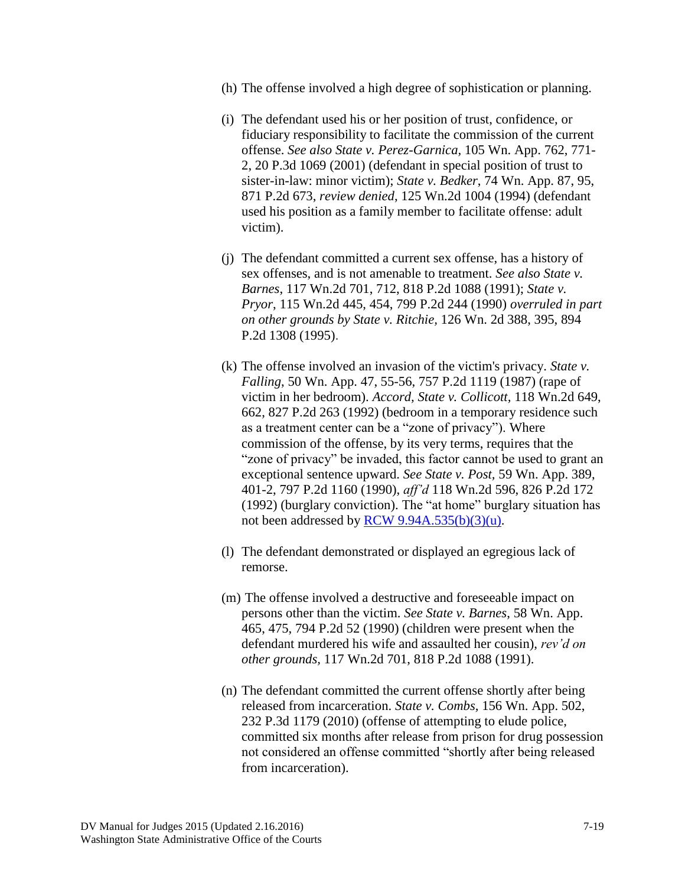(h) The offense involved a high degree of sophistication or planning.

(i) The defendant used his or her position of trust, confidence, or fiduciary responsibility to facilitate the commission of the current offense. *See also State v. Perez-Garnica*, 105 Wn. App. 762, 771-2, 20 P.3d 1069 (2001) (defendant in special position of trust to sister-in-law: minor victim); *State v. Bedker*, 74 Wn. App. 87, 95, 871 P.2d 673, *review denied*, 125 Wn.2d 1004 (1994) (defendant used his position as a family member to facilitate offense: adult victim).

(j) The defendant committed a current sex offense, has a history of sex offenses, and is not amenable to treatment. *See also State v. Barnes*, 117 Wn.2d 701, 712, 818 P.2d 1088 (1991); *State v. Pryor*, 115 Wn.2d 445, 454, 799 P.2d 244 (1990) *overruled in part on other grounds by State v. Ritchie,* 126 Wn. 2d 388, 395, 894 P.2d 1308 (1995).

(k) The offense involved an invasion of the victim's privacy. *State v. Falling*, 50 Wn. App. 47, 55-56, 757 P.2d 1119 (1987) (rape of victim in her bedroom). *Accord, State v. Collicott*, 118 Wn.2d 649, 662, 827 P.2d 263 (1992) (bedroom in a temporary residence such as a treatment center can be a "zone of privacy"). Where commission of the offense, by its very terms, requires that the "zone of privacy" be invaded, this factor cannot be used to grant an exceptional sentence upward. *See State v. Post,* 59 Wn. App. 389, 401-2, 797 P.2d 1160 (1990), *aff'd* 118 Wn.2d 596, 826 P.2d 172 (1992) (burglary conviction). The "at home" burglary situation has not been addressed by RCW 9.94A.535(b)(3)(u).

(l) The defendant demonstrated or displayed an egregious lack of remorse.

(m) The offense involved a destructive and foreseeable impact on persons other than the victim. *See State v. Barnes*, 58 Wn. App. 465, 475, 794 P.2d 52 (1990) (children were present when the defendant murdered his wife and assaulted her cousin), *rev'd on other grounds*, 117 Wn.2d 701, 818 P.2d 1088 (1991).

(n) The defendant committed the current offense shortly after being released from incarceration. *State v. Combs,* 156 Wn. App. 502, 232 P.3d 1179 (2010) (offense of attempting to elude police, committed six months after release from prison for drug possession not considered an offense committed "shortly after being released from incarceration).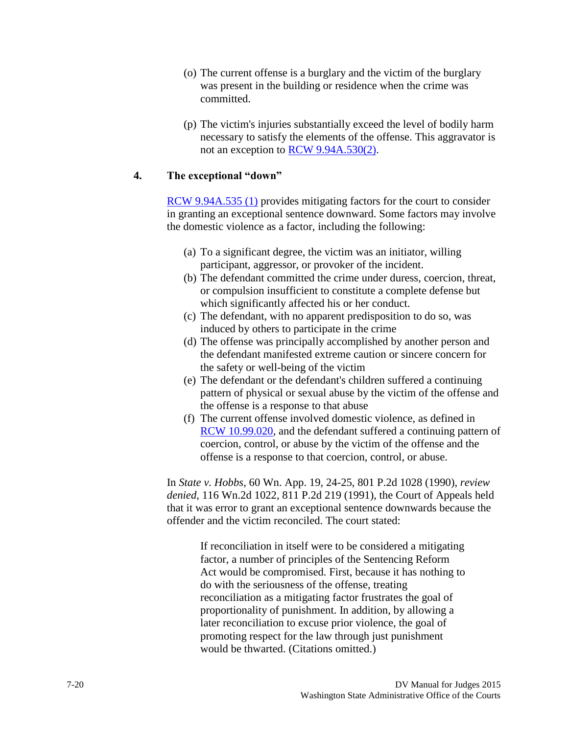(o) The current offense is a burglary and the victim of the burglary was present in the building or residence when the crime was committed.

(p) The victim's injuries substantially exceed the level of bodily harm necessary to satisfy the elements of the offense. This aggravator is not an exception to RCW 9.94A.530(2).

### 4. The exceptional "down"

RCW 9.94A.535 (1) provides mitigating factors for the court to consider in granting an exceptional sentence downward. Some factors may involve the domestic violence as a factor, including the following:

(a) To a significant degree, the victim was an initiator, willing participant, aggressor, or provoker of the incident.
(b) The defendant committed the crime under duress, coercion, threat, or compulsion insufficient to constitute a complete defense but which significantly affected his or her conduct.
(c) The defendant, with no apparent predisposition to do so, was induced by others to participate in the crime
(d) The offense was principally accomplished by another person and the defendant manifested extreme caution or sincere concern for the safety or well-being of the victim
(e) The defendant or the defendant's children suffered a continuing pattern of physical or sexual abuse by the victim of the offense and the offense is a response to that abuse
(f) The current offense involved domestic violence, as defined in RCW 10.99.020, and the defendant suffered a continuing pattern of coercion, control, or abuse by the victim of the offense and the offense is a response to that coercion, control, or abuse.

In *State v. Hobbs*, 60 Wn. App. 19, 24-25, 801 P.2d 1028 (1990), *review denied*, 116 Wn.2d 1022, 811 P.2d 219 (1991), the Court of Appeals held that it was error to grant an exceptional sentence downwards because the offender and the victim reconciled. The court stated:

> If reconciliation in itself were to be considered a mitigating factor, a number of principles of the Sentencing Reform Act would be compromised. First, because it has nothing to do with the seriousness of the offense, treating reconciliation as a mitigating factor frustrates the goal of proportionality of punishment. In addition, by allowing a later reconciliation to excuse prior violence, the goal of promoting respect for the law through just punishment would be thwarted. (Citations omitted.)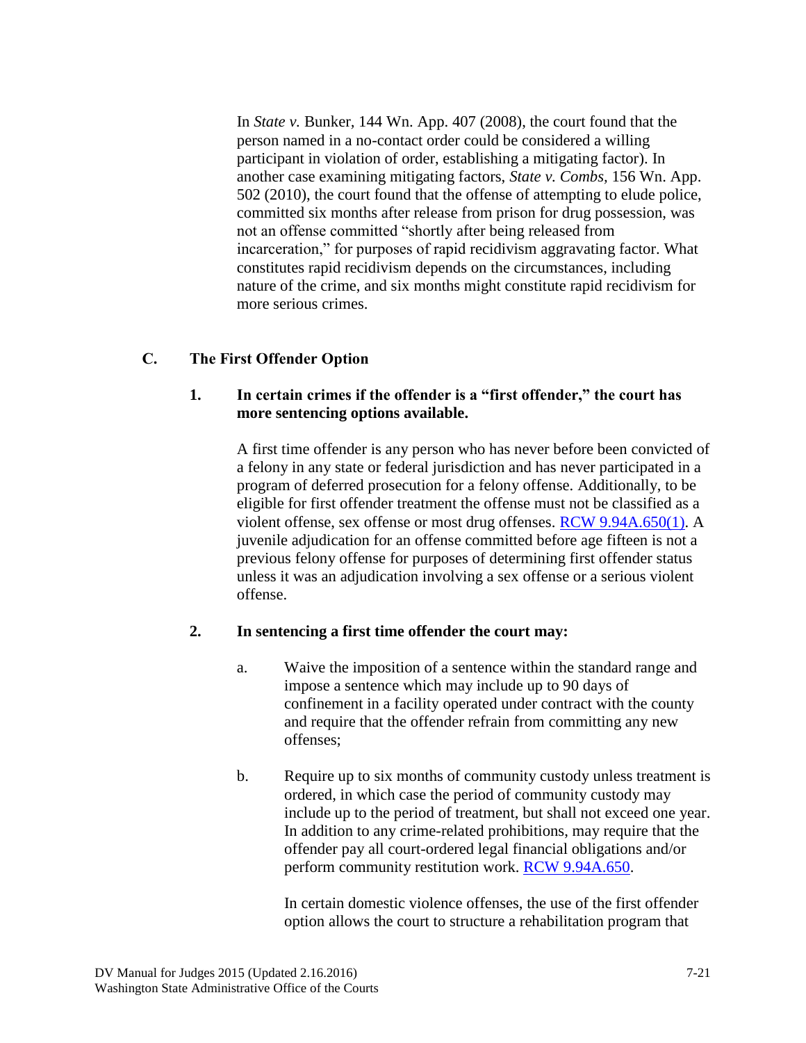In *State v.* Bunker, 144 Wn. App. 407 (2008), the court found that the person named in a no-contact order could be considered a willing participant in violation of order, establishing a mitigating factor). In another case examining mitigating factors, *State v. Combs*, 156 Wn. App. 502 (2010), the court found that the offense of attempting to elude police, committed six months after release from prison for drug possession, was not an offense committed "shortly after being released from incarceration," for purposes of rapid recidivism aggravating factor. What constitutes rapid recidivism depends on the circumstances, including nature of the crime, and six months might constitute rapid recidivism for more serious crimes.

## C. The First Offender Option

### 1. In certain crimes if the offender is a "first offender," the court has more sentencing options available.

A first time offender is any person who has never before been convicted of a felony in any state or federal jurisdiction and has never participated in a program of deferred prosecution for a felony offense. Additionally, to be eligible for first offender treatment the offense must not be classified as a violent offense, sex offense or most drug offenses. [RCW 9.94A.650(1)](). A juvenile adjudication for an offense committed before age fifteen is not a previous felony offense for purposes of determining first offender status unless it was an adjudication involving a sex offense or a serious violent offense.

### 2. In sentencing a first time offender the court may:

a. Waive the imposition of a sentence within the standard range and impose a sentence which may include up to 90 days of confinement in a facility operated under contract with the county and require that the offender refrain from committing any new offenses;

b. Require up to six months of community custody unless treatment is ordered, in which case the period of community custody may include up to the period of treatment, but shall not exceed one year. In addition to any crime-related prohibitions, may require that the offender pay all court-ordered legal financial obligations and/or perform community restitution work. [RCW 9.94A.650]().

   In certain domestic violence offenses, the use of the first offender option allows the court to structure a rehabilitation program that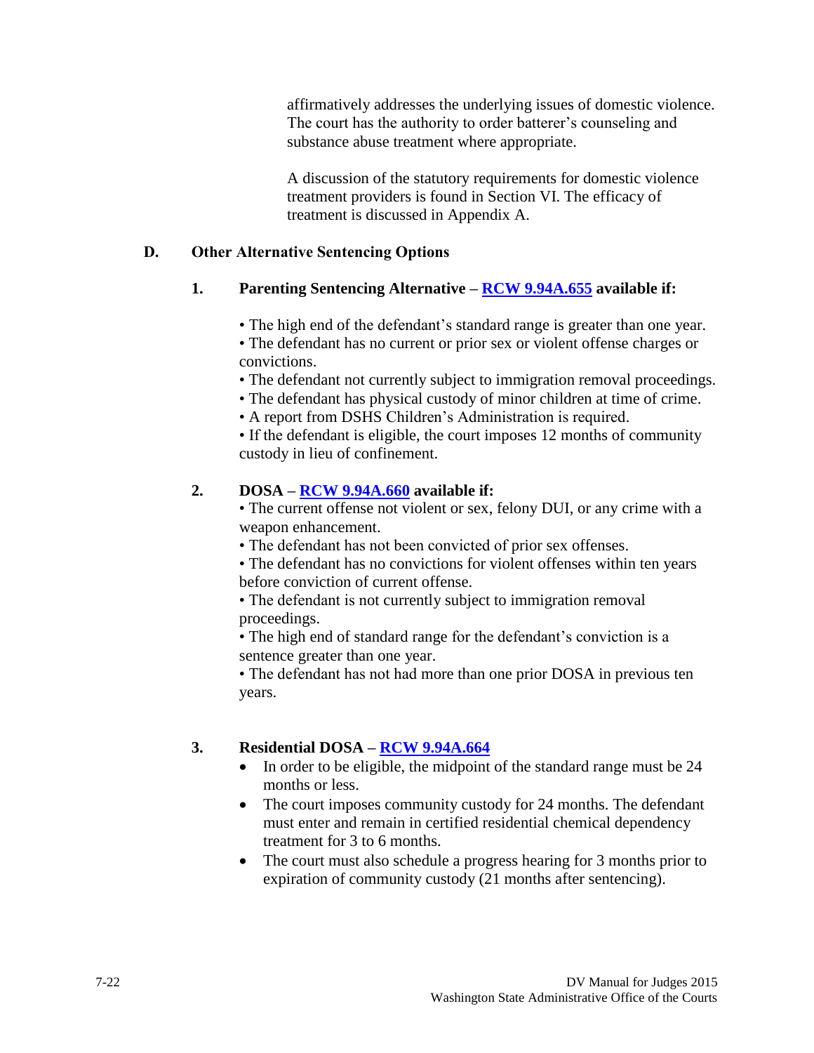affirmatively addresses the underlying issues of domestic violence. The court has the authority to order batterer's counseling and substance abuse treatment where appropriate.

A discussion of the statutory requirements for domestic violence treatment providers is found in Section VI. The efficacy of treatment is discussed in Appendix A.

## D. Other Alternative Sentencing Options

### 1. Parenting Sentencing Alternative – [RCW 9.94A.655](RCW 9.94A.655) available if:

• The high end of the defendant's standard range is greater than one year.
• The defendant has no current or prior sex or violent offense charges or convictions.
• The defendant not currently subject to immigration removal proceedings.
• The defendant has physical custody of minor children at time of crime.
• A report from DSHS Children's Administration is required.
• If the defendant is eligible, the court imposes 12 months of community custody in lieu of confinement.

### 2. DOSA – [RCW 9.94A.660](RCW 9.94A.660) available if:

• The current offense not violent or sex, felony DUI, or any crime with a weapon enhancement.
• The defendant has not been convicted of prior sex offenses.
• The defendant has no convictions for violent offenses within ten years before conviction of current offense.
• The defendant is not currently subject to immigration removal proceedings.
• The high end of standard range for the defendant's conviction is a sentence greater than one year.
• The defendant has not had more than one prior DOSA in previous ten years.

### 3. Residential DOSA – [RCW 9.94A.664](RCW 9.94A.664)

- In order to be eligible, the midpoint of the standard range must be 24 months or less.
- The court imposes community custody for 24 months. The defendant must enter and remain in certified residential chemical dependency treatment for 3 to 6 months.
- The court must also schedule a progress hearing for 3 months prior to expiration of community custody (21 months after sentencing).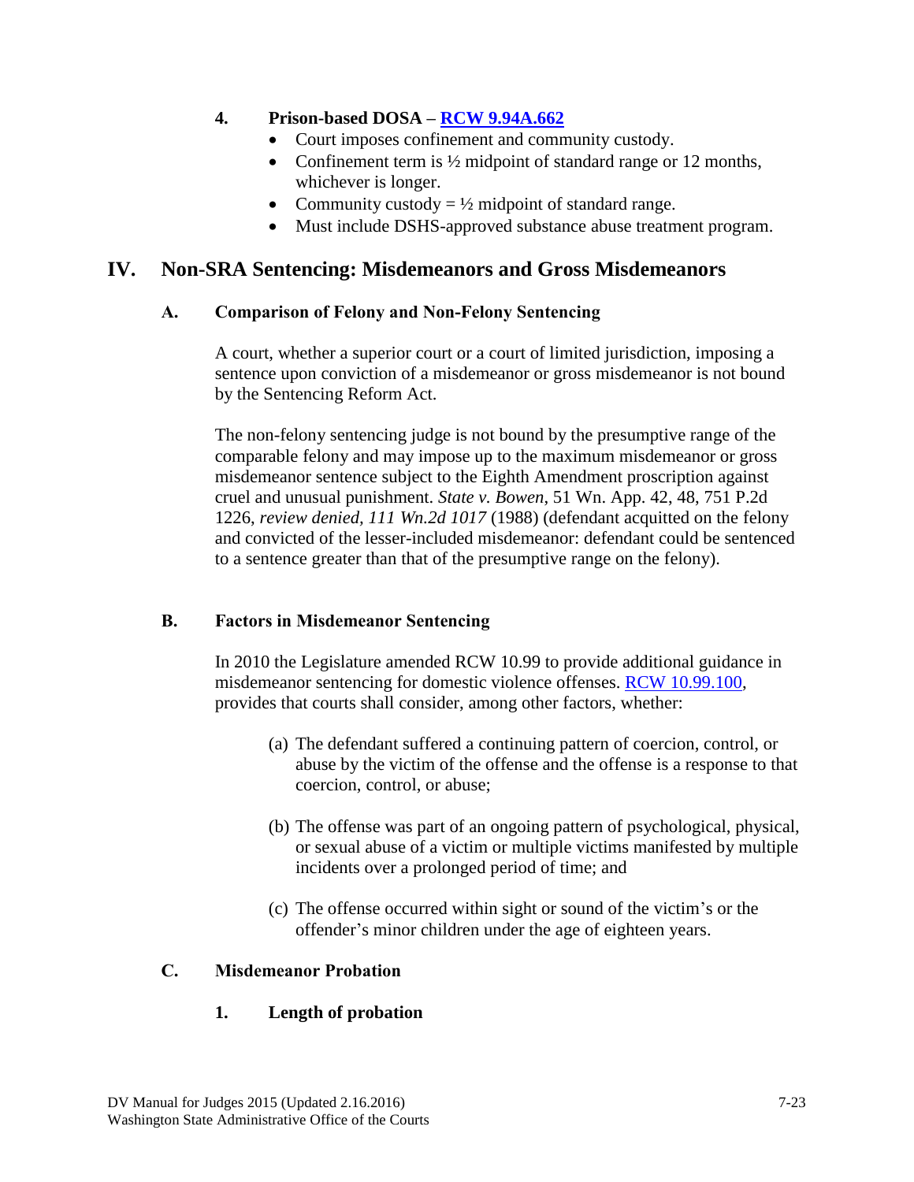#### 4. Prison-based DOSA – [RCW 9.94A.662]

- Court imposes confinement and community custody.
- Confinement term is ½ midpoint of standard range or 12 months, whichever is longer.
- Community custody = ½ midpoint of standard range.
- Must include DSHS-approved substance abuse treatment program.

## IV. Non-SRA Sentencing: Misdemeanors and Gross Misdemeanors

### A. Comparison of Felony and Non-Felony Sentencing

A court, whether a superior court or a court of limited jurisdiction, imposing a sentence upon conviction of a misdemeanor or gross misdemeanor is not bound by the Sentencing Reform Act.

The non-felony sentencing judge is not bound by the presumptive range of the comparable felony and may impose up to the maximum misdemeanor or gross misdemeanor sentence subject to the Eighth Amendment proscription against cruel and unusual punishment. *State v. Bowen*, 51 Wn. App. 42, 48, 751 P.2d 1226, *review denied, 111 Wn.2d 1017* (1988) (defendant acquitted on the felony and convicted of the lesser-included misdemeanor: defendant could be sentenced to a sentence greater than that of the presumptive range on the felony).

### B. Factors in Misdemeanor Sentencing

In 2010 the Legislature amended RCW 10.99 to provide additional guidance in misdemeanor sentencing for domestic violence offenses. RCW 10.99.100, provides that courts shall consider, among other factors, whether:

(a) The defendant suffered a continuing pattern of coercion, control, or abuse by the victim of the offense and the offense is a response to that coercion, control, or abuse;

(b) The offense was part of an ongoing pattern of psychological, physical, or sexual abuse of a victim or multiple victims manifested by multiple incidents over a prolonged period of time; and

(c) The offense occurred within sight or sound of the victim's or the offender's minor children under the age of eighteen years.

### C. Misdemeanor Probation

#### 1. Length of probation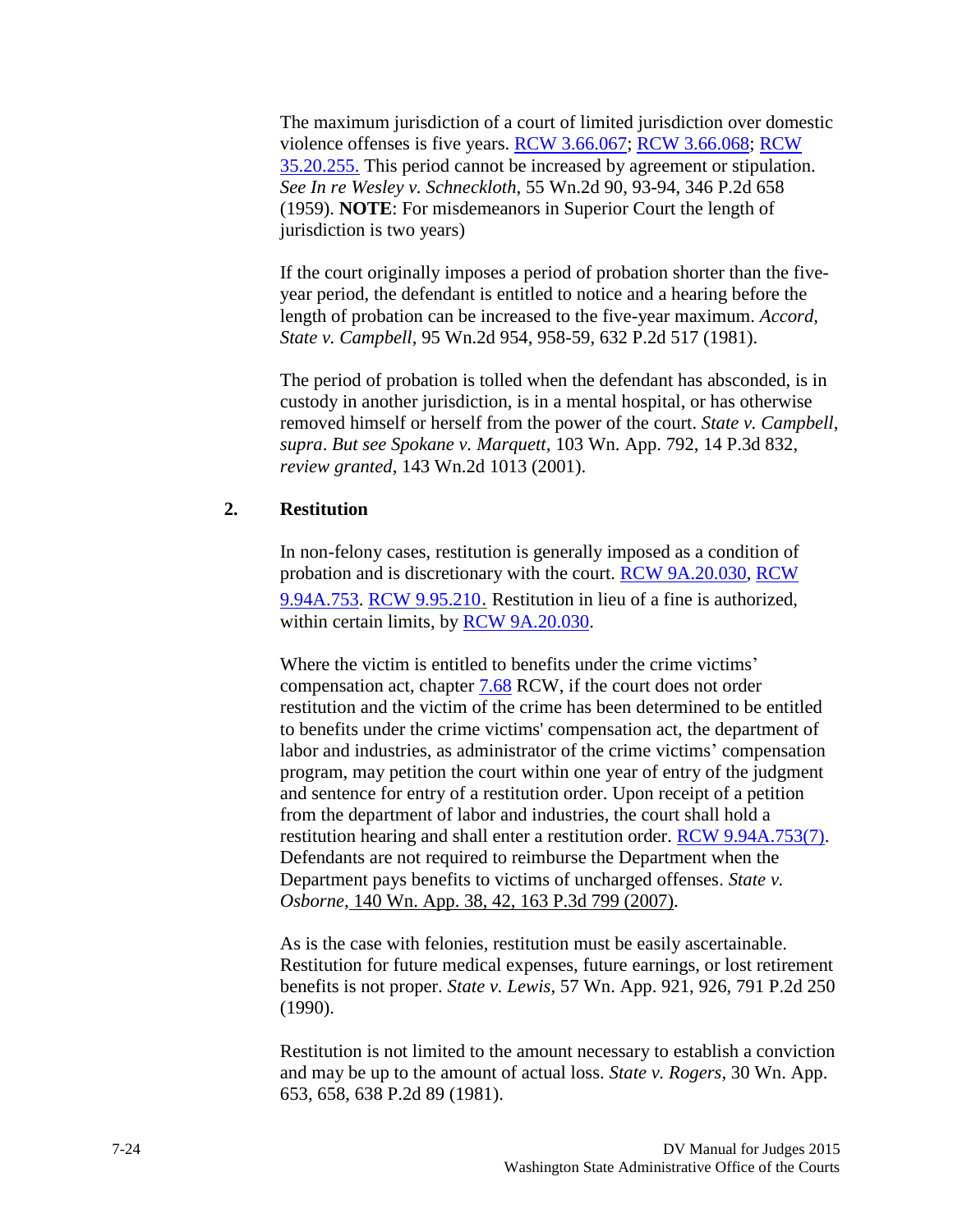The maximum jurisdiction of a court of limited jurisdiction over domestic violence offenses is five years. RCW 3.66.067; RCW 3.66.068; RCW 35.20.255. This period cannot be increased by agreement or stipulation. *See In re Wesley v. Schneckloth*, 55 Wn.2d 90, 93-94, 346 P.2d 658 (1959). **NOTE**: For misdemeanors in Superior Court the length of jurisdiction is two years)

If the court originally imposes a period of probation shorter than the five-year period, the defendant is entitled to notice and a hearing before the length of probation can be increased to the five-year maximum. *Accord, State v. Campbell*, 95 Wn.2d 954, 958-59, 632 P.2d 517 (1981).

The period of probation is tolled when the defendant has absconded, is in custody in another jurisdiction, is in a mental hospital, or has otherwise removed himself or herself from the power of the court. *State v. Campbell*, *supra*. *But see Spokane v. Marquett,* 103 Wn. App. 792, 14 P.3d 832, *review granted*, 143 Wn.2d 1013 (2001).

## 2. Restitution

In non-felony cases, restitution is generally imposed as a condition of probation and is discretionary with the court. RCW 9A.20.030, RCW 9.94A.753. RCW 9.95.210. Restitution in lieu of a fine is authorized, within certain limits, by RCW 9A.20.030.

Where the victim is entitled to benefits under the crime victims' compensation act, chapter 7.68 RCW, if the court does not order restitution and the victim of the crime has been determined to be entitled to benefits under the crime victims' compensation act, the department of labor and industries, as administrator of the crime victims' compensation program, may petition the court within one year of entry of the judgment and sentence for entry of a restitution order. Upon receipt of a petition from the department of labor and industries, the court shall hold a restitution hearing and shall enter a restitution order. RCW 9.94A.753(7). Defendants are not required to reimburse the Department when the Department pays benefits to victims of uncharged offenses. *State v. Osborne,* 140 Wn. App. 38, 42, 163 P.3d 799 (2007).

As is the case with felonies, restitution must be easily ascertainable. Restitution for future medical expenses, future earnings, or lost retirement benefits is not proper. *State v. Lewis*, 57 Wn. App. 921, 926, 791 P.2d 250 (1990).

Restitution is not limited to the amount necessary to establish a conviction and may be up to the amount of actual loss. *State v. Rogers*, 30 Wn. App. 653, 658, 638 P.2d 89 (1981).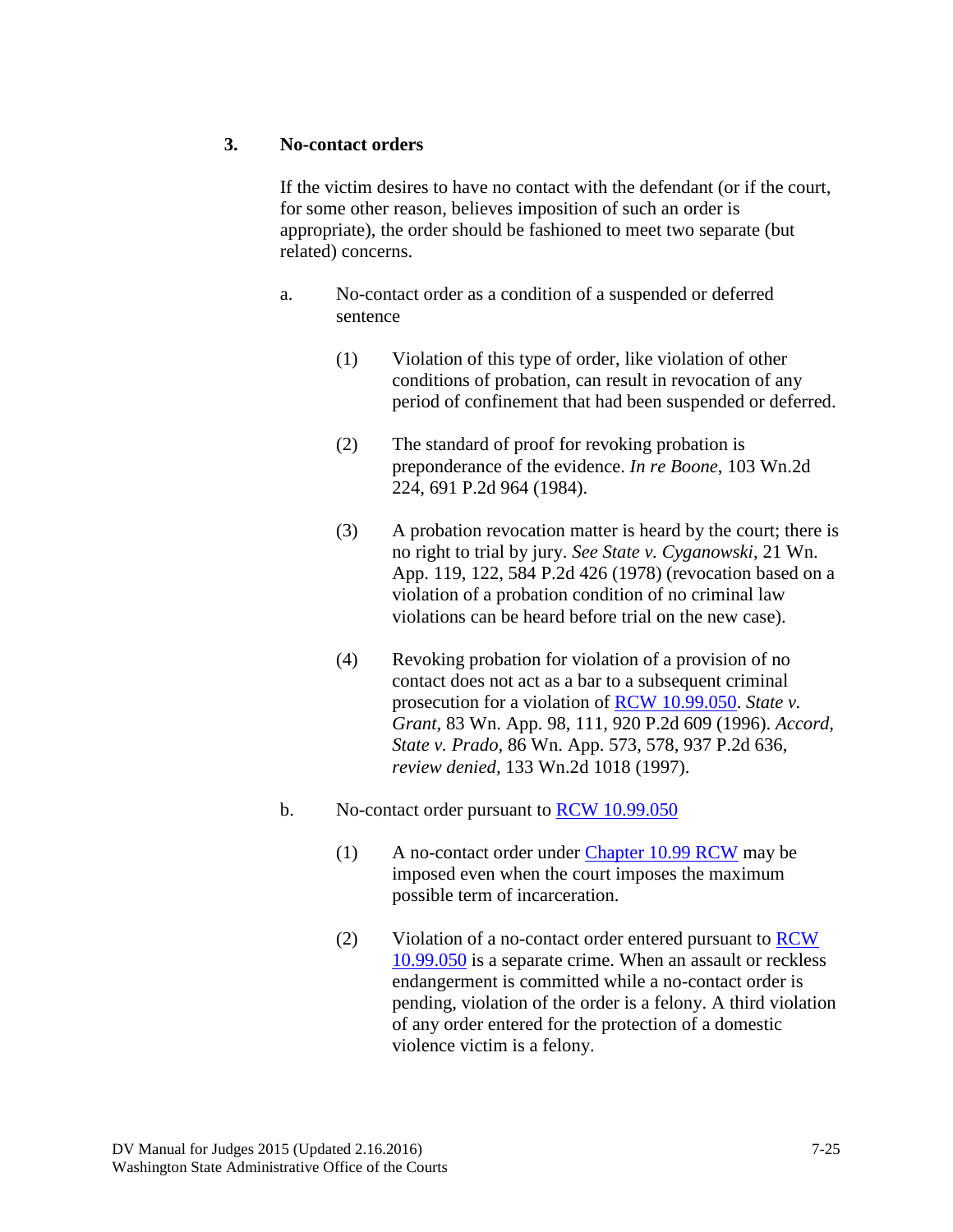### 3. No-contact orders

If the victim desires to have no contact with the defendant (or if the court, for some other reason, believes imposition of such an order is appropriate), the order should be fashioned to meet two separate (but related) concerns.

a. No-contact order as a condition of a suspended or deferred sentence

(1) Violation of this type of order, like violation of other conditions of probation, can result in revocation of any period of confinement that had been suspended or deferred.

(2) The standard of proof for revoking probation is preponderance of the evidence. *In re Boone*, 103 Wn.2d 224, 691 P.2d 964 (1984).

(3) A probation revocation matter is heard by the court; there is no right to trial by jury. *See State v. Cyganowski*, 21 Wn. App. 119, 122, 584 P.2d 426 (1978) (revocation based on a violation of a probation condition of no criminal law violations can be heard before trial on the new case).

(4) Revoking probation for violation of a provision of no contact does not act as a bar to a subsequent criminal prosecution for a violation of RCW 10.99.050. *State v. Grant*, 83 Wn. App. 98, 111, 920 P.2d 609 (1996). *Accord, State v. Prado,* 86 Wn. App. 573, 578, 937 P.2d 636, *review denied*, 133 Wn.2d 1018 (1997).

b. No-contact order pursuant to RCW 10.99.050

(1) A no-contact order under Chapter 10.99 RCW may be imposed even when the court imposes the maximum possible term of incarceration.

(2) Violation of a no-contact order entered pursuant to RCW 10.99.050 is a separate crime. When an assault or reckless endangerment is committed while a no-contact order is pending, violation of the order is a felony. A third violation of any order entered for the protection of a domestic violence victim is a felony.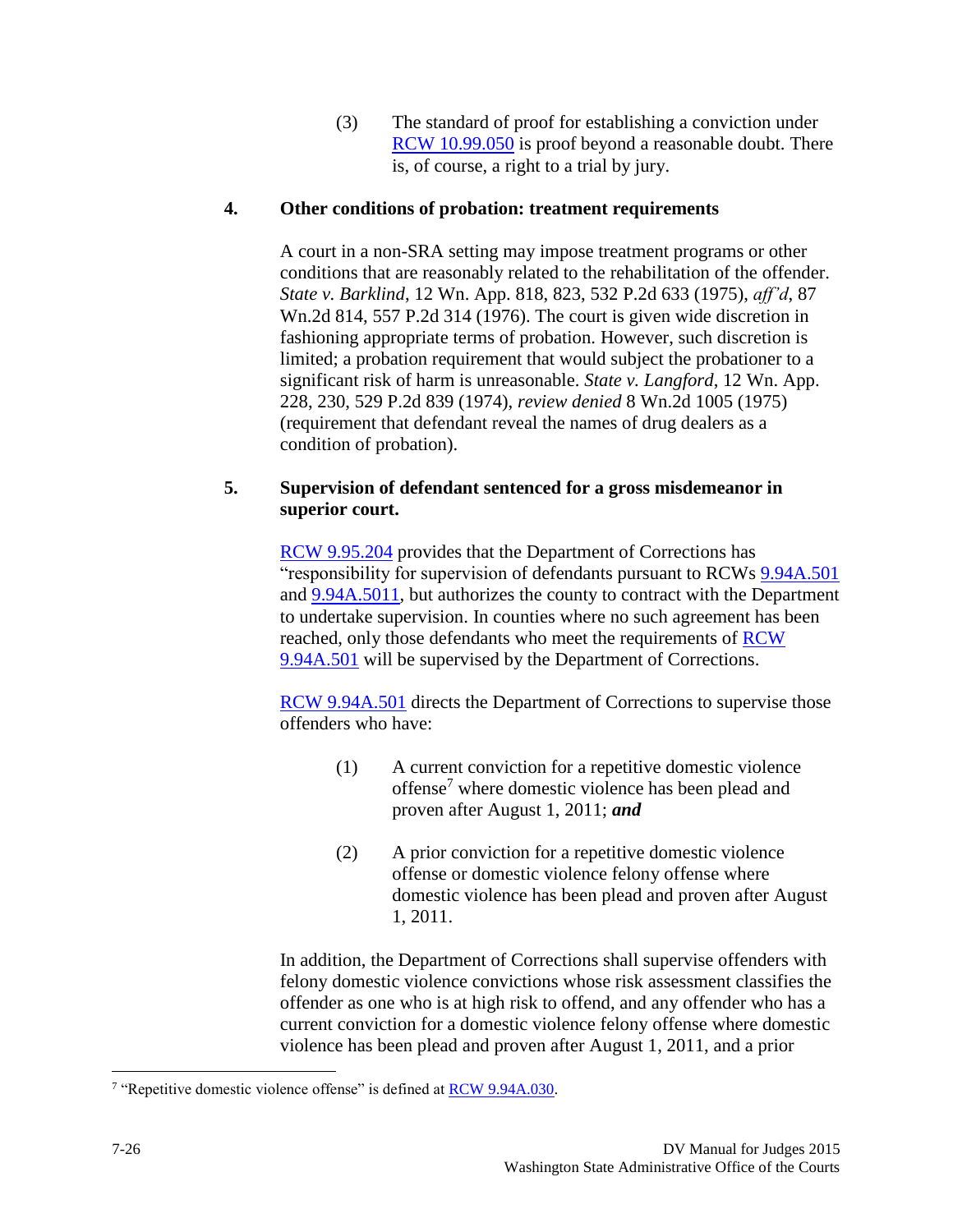(3) The standard of proof for establishing a conviction under RCW 10.99.050 is proof beyond a reasonable doubt. There is, of course, a right to a trial by jury.

**4. Other conditions of probation: treatment requirements**

A court in a non-SRA setting may impose treatment programs or other conditions that are reasonably related to the rehabilitation of the offender. *State v. Barklind*, 12 Wn. App. 818, 823, 532 P.2d 633 (1975), *aff'd*, 87 Wn.2d 814, 557 P.2d 314 (1976). The court is given wide discretion in fashioning appropriate terms of probation. However, such discretion is limited; a probation requirement that would subject the probationer to a significant risk of harm is unreasonable. *State v. Langford*, 12 Wn. App. 228, 230, 529 P.2d 839 (1974), *review denied* 8 Wn.2d 1005 (1975) (requirement that defendant reveal the names of drug dealers as a condition of probation).

**5. Supervision of defendant sentenced for a gross misdemeanor in superior court.**

RCW 9.95.204 provides that the Department of Corrections has "responsibility for supervision of defendants pursuant to RCWs 9.94A.501 and 9.94A.5011, but authorizes the county to contract with the Department to undertake supervision. In counties where no such agreement has been reached, only those defendants who meet the requirements of RCW 9.94A.501 will be supervised by the Department of Corrections.

RCW 9.94A.501 directs the Department of Corrections to supervise those offenders who have:

(1) A current conviction for a repetitive domestic violence offense[7] where domestic violence has been plead and proven after August 1, 2011; ***and***

(2) A prior conviction for a repetitive domestic violence offense or domestic violence felony offense where domestic violence has been plead and proven after August 1, 2011.

In addition, the Department of Corrections shall supervise offenders with felony domestic violence convictions whose risk assessment classifies the offender as one who is at high risk to offend, and any offender who has a current conviction for a domestic violence felony offense where domestic violence has been plead and proven after August 1, 2011, and a prior

[7] "Repetitive domestic violence offense" is defined at RCW 9.94A.030.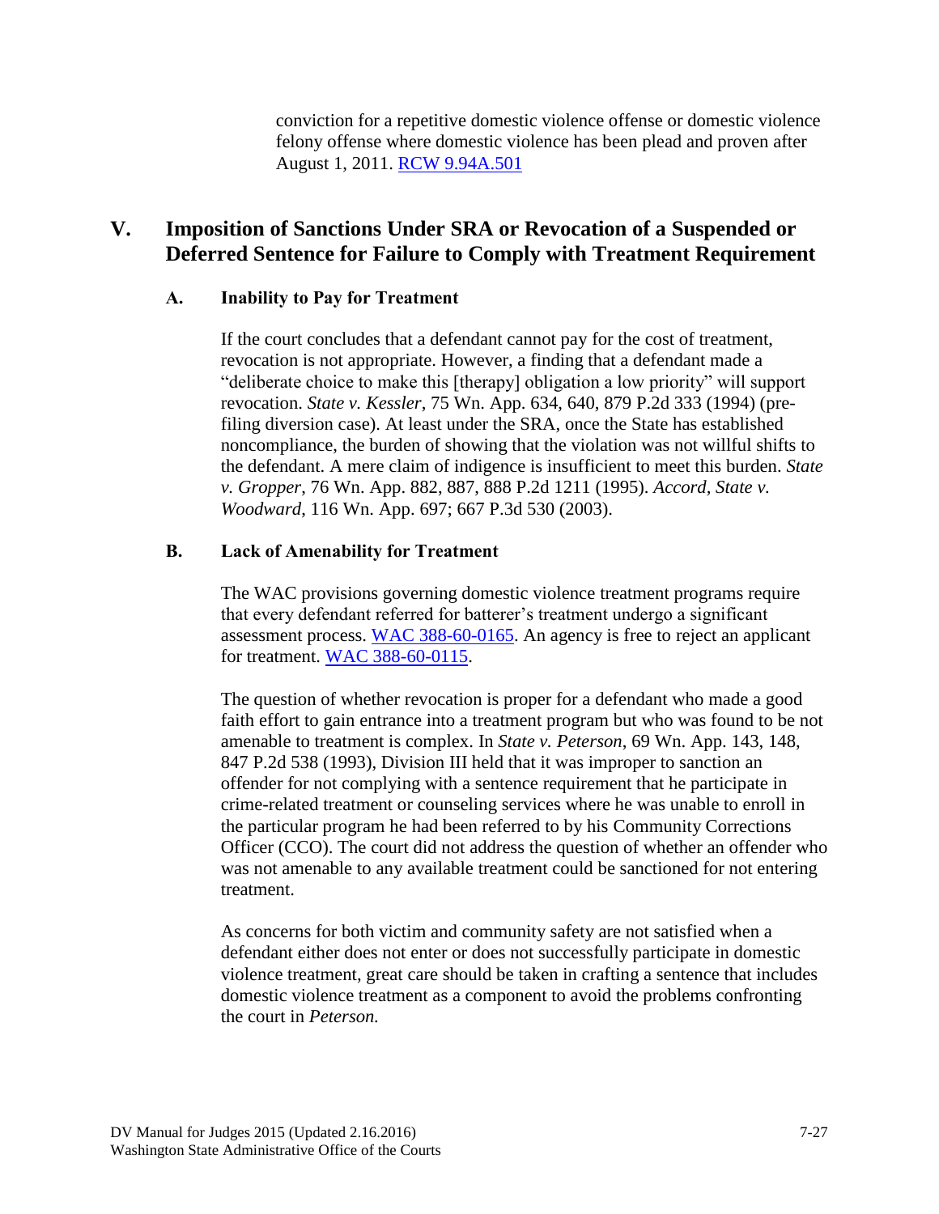conviction for a repetitive domestic violence offense or domestic violence felony offense where domestic violence has been plead and proven after August 1, 2011. RCW 9.94A.501

## V. Imposition of Sanctions Under SRA or Revocation of a Suspended or Deferred Sentence for Failure to Comply with Treatment Requirement

### A. Inability to Pay for Treatment

If the court concludes that a defendant cannot pay for the cost of treatment, revocation is not appropriate. However, a finding that a defendant made a "deliberate choice to make this [therapy] obligation a low priority" will support revocation. *State v. Kessler*, 75 Wn. App. 634, 640, 879 P.2d 333 (1994) (pre-filing diversion case). At least under the SRA, once the State has established noncompliance, the burden of showing that the violation was not willful shifts to the defendant. A mere claim of indigence is insufficient to meet this burden. *State v. Gropper*, 76 Wn. App. 882, 887, 888 P.2d 1211 (1995). *Accord*, *State v. Woodward*, 116 Wn. App. 697; 667 P.3d 530 (2003).

### B. Lack of Amenability for Treatment

The WAC provisions governing domestic violence treatment programs require that every defendant referred for batterer's treatment undergo a significant assessment process. WAC 388-60-0165. An agency is free to reject an applicant for treatment. WAC 388-60-0115.

The question of whether revocation is proper for a defendant who made a good faith effort to gain entrance into a treatment program but who was found to be not amenable to treatment is complex. In *State v. Peterson*, 69 Wn. App. 143, 148, 847 P.2d 538 (1993), Division III held that it was improper to sanction an offender for not complying with a sentence requirement that he participate in crime-related treatment or counseling services where he was unable to enroll in the particular program he had been referred to by his Community Corrections Officer (CCO). The court did not address the question of whether an offender who was not amenable to any available treatment could be sanctioned for not entering treatment.

As concerns for both victim and community safety are not satisfied when a defendant either does not enter or does not successfully participate in domestic violence treatment, great care should be taken in crafting a sentence that includes domestic violence treatment as a component to avoid the problems confronting the court in *Peterson.*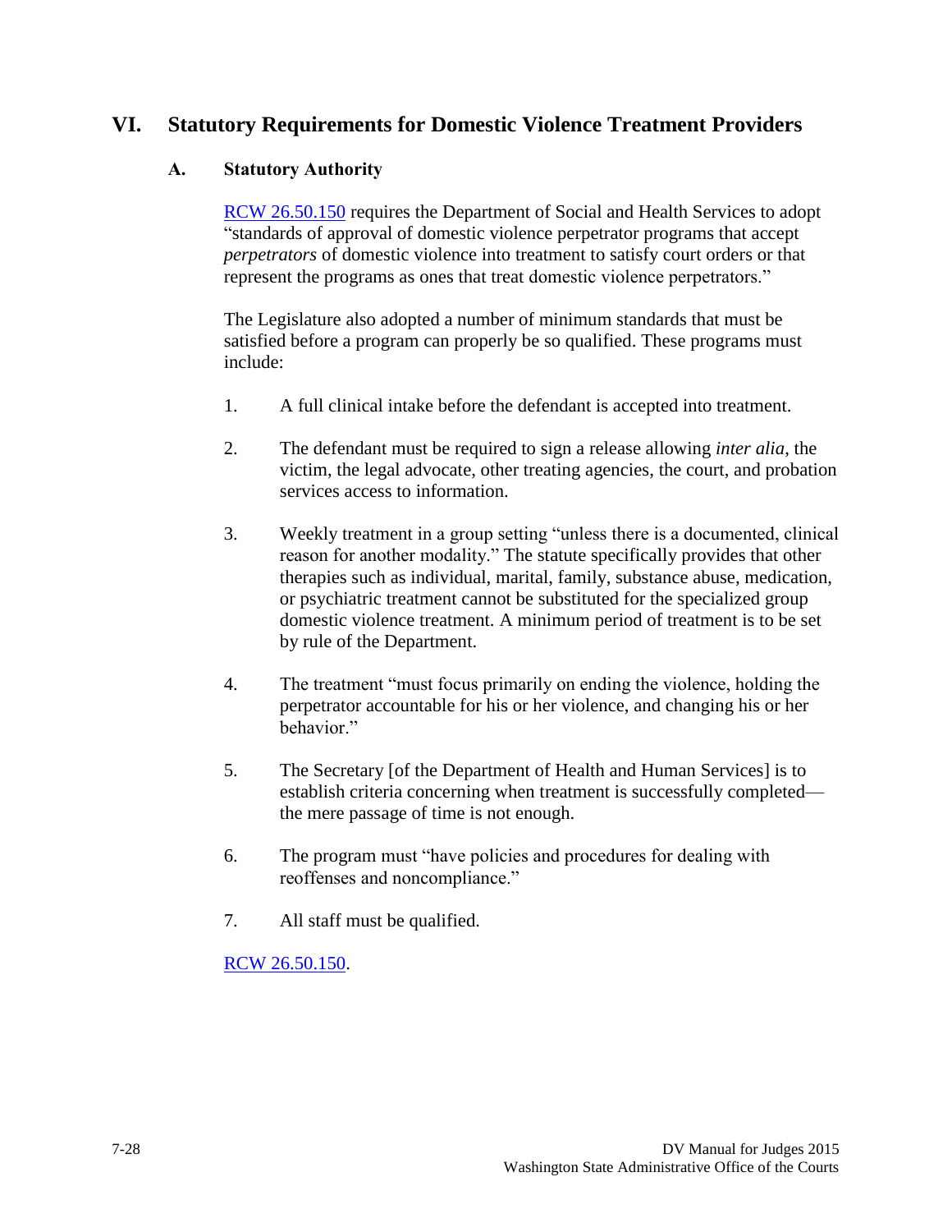## VI. Statutory Requirements for Domestic Violence Treatment Providers

### A. Statutory Authority

RCW 26.50.150 requires the Department of Social and Health Services to adopt "standards of approval of domestic violence perpetrator programs that accept *perpetrators* of domestic violence into treatment to satisfy court orders or that represent the programs as ones that treat domestic violence perpetrators."

The Legislature also adopted a number of minimum standards that must be satisfied before a program can properly be so qualified. These programs must include:

1. A full clinical intake before the defendant is accepted into treatment.

2. The defendant must be required to sign a release allowing *inter alia*, the victim, the legal advocate, other treating agencies, the court, and probation services access to information.

3. Weekly treatment in a group setting "unless there is a documented, clinical reason for another modality." The statute specifically provides that other therapies such as individual, marital, family, substance abuse, medication, or psychiatric treatment cannot be substituted for the specialized group domestic violence treatment. A minimum period of treatment is to be set by rule of the Department.

4. The treatment "must focus primarily on ending the violence, holding the perpetrator accountable for his or her violence, and changing his or her behavior."

5. The Secretary [of the Department of Health and Human Services] is to establish criteria concerning when treatment is successfully completed—the mere passage of time is not enough.

6. The program must "have policies and procedures for dealing with reoffenses and noncompliance."

7. All staff must be qualified.

RCW 26.50.150.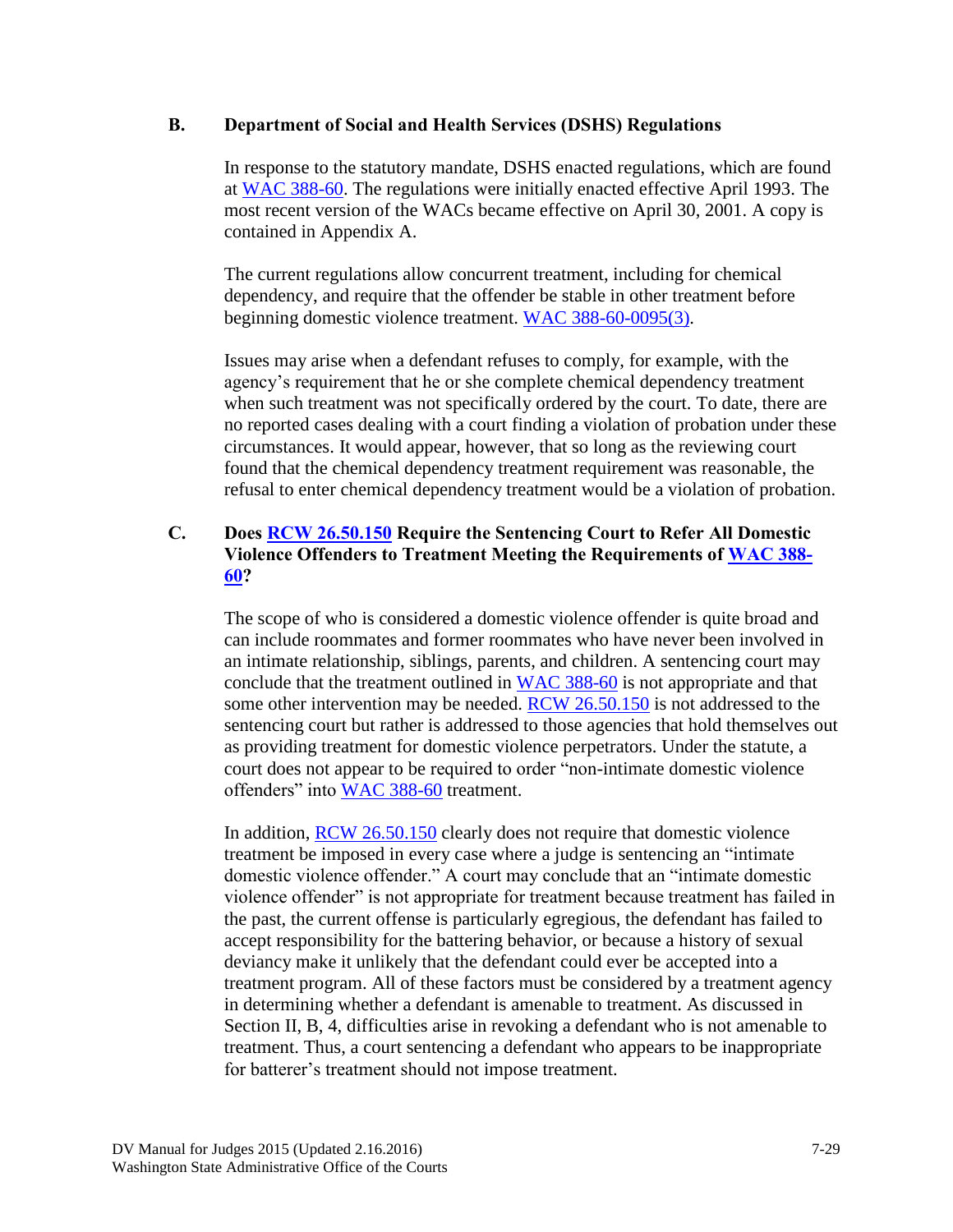### B. Department of Social and Health Services (DSHS) Regulations

In response to the statutory mandate, DSHS enacted regulations, which are found at WAC 388-60. The regulations were initially enacted effective April 1993. The most recent version of the WACs became effective on April 30, 2001. A copy is contained in Appendix A.

The current regulations allow concurrent treatment, including for chemical dependency, and require that the offender be stable in other treatment before beginning domestic violence treatment. WAC 388-60-0095(3).

Issues may arise when a defendant refuses to comply, for example, with the agency's requirement that he or she complete chemical dependency treatment when such treatment was not specifically ordered by the court. To date, there are no reported cases dealing with a court finding a violation of probation under these circumstances. It would appear, however, that so long as the reviewing court found that the chemical dependency treatment requirement was reasonable, the refusal to enter chemical dependency treatment would be a violation of probation.

### C. Does RCW 26.50.150 Require the Sentencing Court to Refer All Domestic Violence Offenders to Treatment Meeting the Requirements of WAC 388-60?

The scope of who is considered a domestic violence offender is quite broad and can include roommates and former roommates who have never been involved in an intimate relationship, siblings, parents, and children. A sentencing court may conclude that the treatment outlined in WAC 388-60 is not appropriate and that some other intervention may be needed. RCW 26.50.150 is not addressed to the sentencing court but rather is addressed to those agencies that hold themselves out as providing treatment for domestic violence perpetrators. Under the statute, a court does not appear to be required to order "non-intimate domestic violence offenders" into WAC 388-60 treatment.

In addition, RCW 26.50.150 clearly does not require that domestic violence treatment be imposed in every case where a judge is sentencing an "intimate domestic violence offender." A court may conclude that an "intimate domestic violence offender" is not appropriate for treatment because treatment has failed in the past, the current offense is particularly egregious, the defendant has failed to accept responsibility for the battering behavior, or because a history of sexual deviancy make it unlikely that the defendant could ever be accepted into a treatment program. All of these factors must be considered by a treatment agency in determining whether a defendant is amenable to treatment. As discussed in Section II, B, 4, difficulties arise in revoking a defendant who is not amenable to treatment. Thus, a court sentencing a defendant who appears to be inappropriate for batterer's treatment should not impose treatment.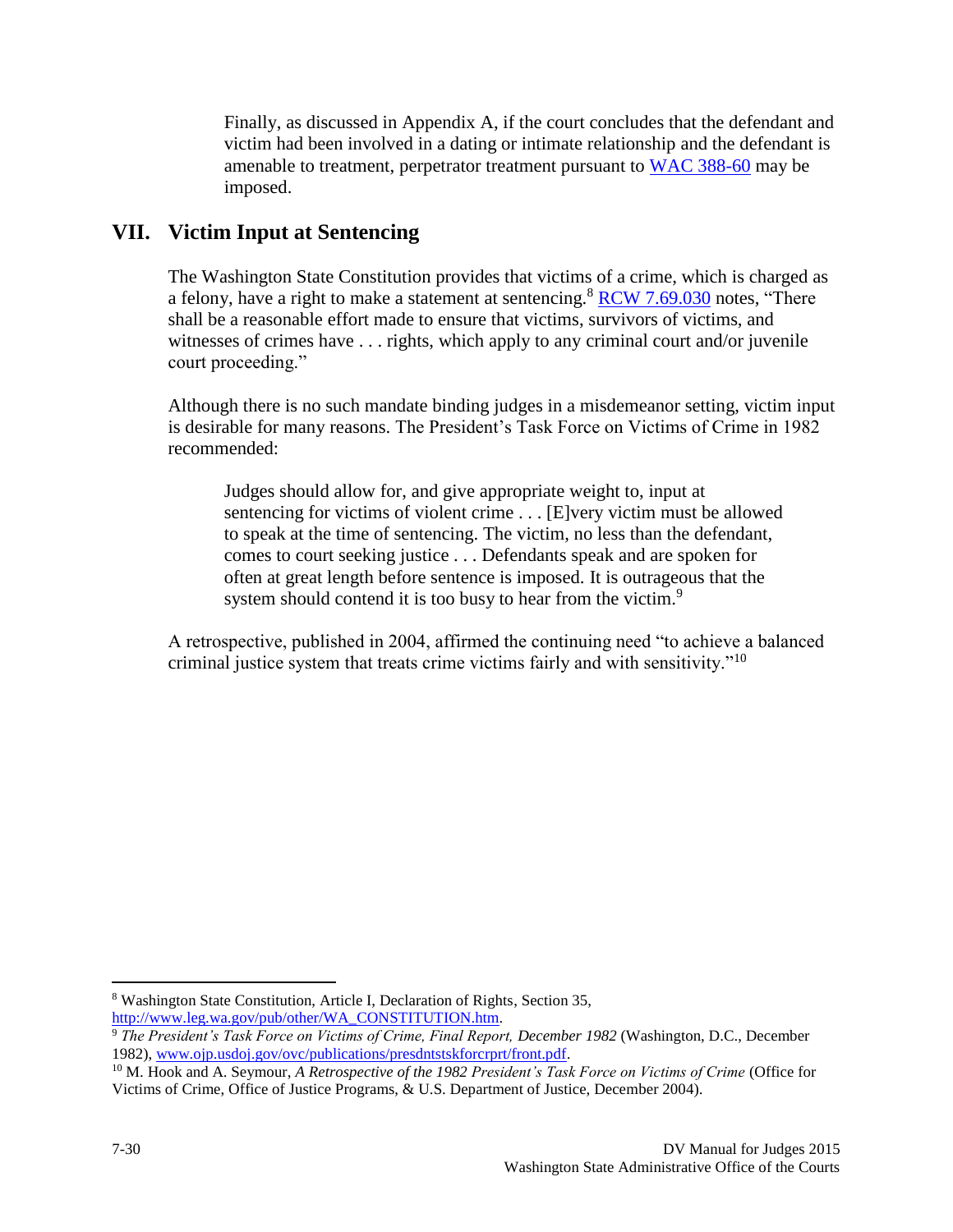Finally, as discussed in Appendix A, if the court concludes that the defendant and victim had been involved in a dating or intimate relationship and the defendant is amenable to treatment, perpetrator treatment pursuant to [WAC 388-60](WAC 388-60) may be imposed.

## VII. Victim Input at Sentencing

The Washington State Constitution provides that victims of a crime, which is charged as a felony, have a right to make a statement at sentencing.[8] [RCW 7.69.030](RCW 7.69.030) notes, "There shall be a reasonable effort made to ensure that victims, survivors of victims, and witnesses of crimes have . . . rights, which apply to any criminal court and/or juvenile court proceeding."

Although there is no such mandate binding judges in a misdemeanor setting, victim input is desirable for many reasons. The President's Task Force on Victims of Crime in 1982 recommended:

> Judges should allow for, and give appropriate weight to, input at sentencing for victims of violent crime . . . [E]very victim must be allowed to speak at the time of sentencing. The victim, no less than the defendant, comes to court seeking justice . . . Defendants speak and are spoken for often at great length before sentence is imposed. It is outrageous that the system should contend it is too busy to hear from the victim.[9]

A retrospective, published in 2004, affirmed the continuing need "to achieve a balanced criminal justice system that treats crime victims fairly and with sensitivity."[10]

---

[8] Washington State Constitution, Article I, Declaration of Rights, Section 35, http://www.leg.wa.gov/pub/other/WA_CONSTITUTION.htm.

[9] *The President's Task Force on Victims of Crime, Final Report, December 1982* (Washington, D.C., December 1982), www.ojp.usdoj.gov/ovc/publications/presdntstskforcrprt/front.pdf.

[10] M. Hook and A. Seymour, *A Retrospective of the 1982 President's Task Force on Victims of Crime* (Office for Victims of Crime, Office of Justice Programs, & U.S. Department of Justice, December 2004).